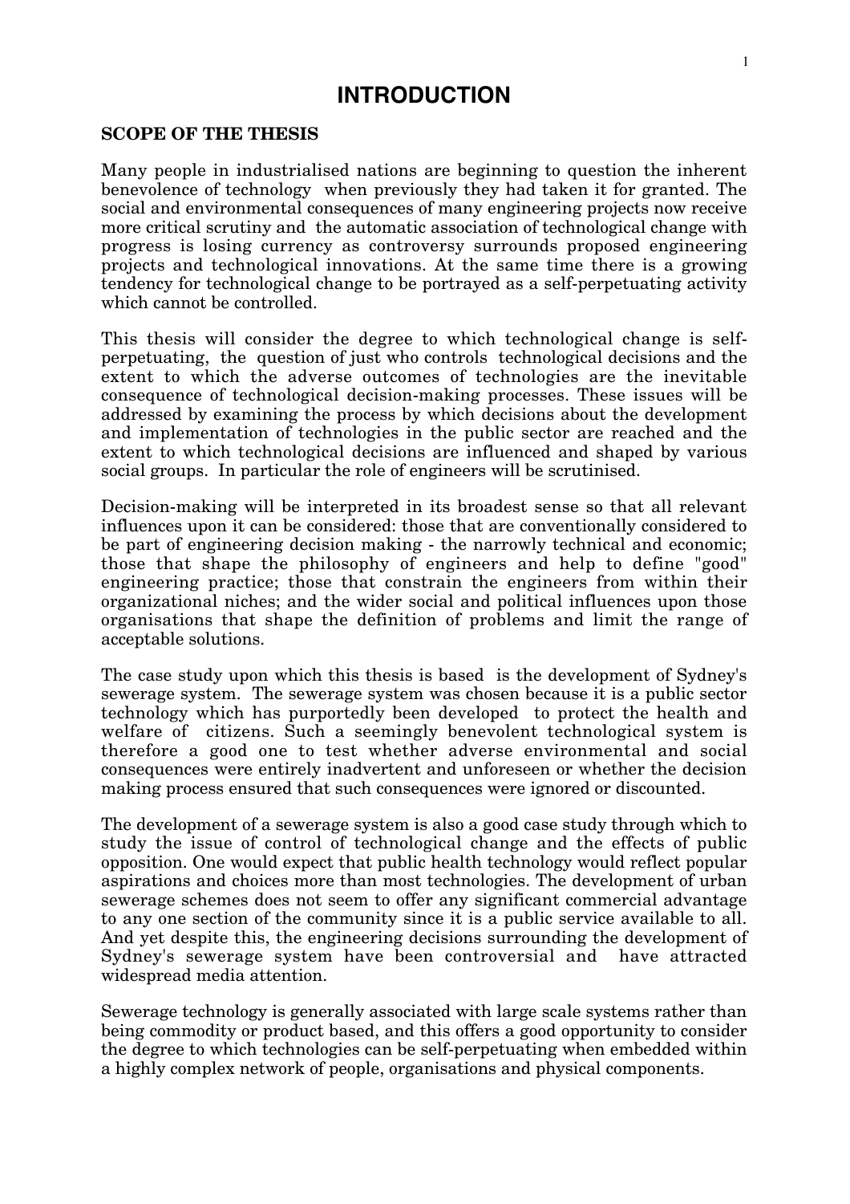# INTRODUCTION

## SCOPE OF THE THESIS

Many people in industrialised nations are beginning to question the inherent benevolence of technology when previously they had taken it for granted. The social and environmental consequences of many engineering projects now receive more critical scrutiny and the automatic association of technological change with progress is losing currency as controversy surrounds proposed engineering projects and technological innovations. At the same time there is a growing tendency for technological change to be portrayed as a self-perpetuating activity which cannot be controlled.

This thesis will consider the degree to which technological change is self-perpetuating, the question of just who controls technological decisions and the extent to which the adverse outcomes of technologies are the inevitable consequence of technological decision-making processes. These issues will be addressed by examining the process by which decisions about the development and implementation of technologies in the public sector are reached and the extent to which technological decisions are influenced and shaped by various social groups. In particular the role of engineers will be scrutinised.

Decision-making will be interpreted in its broadest sense so that all relevant influences upon it can be considered: those that are conventionally considered to be part of engineering decision making - the narrowly technical and economic; those that shape the philosophy of engineers and help to define "good" engineering practice; those that constrain the engineers from within their organizational niches; and the wider social and political influences upon those organisations that shape the definition of problems and limit the range of acceptable solutions.

The case study upon which this thesis is based is the development of Sydney's sewerage system. The sewerage system was chosen because it is a public sector technology which has purportedly been developed to protect the health and welfare of citizens. Such a seemingly benevolent technological system is therefore a good one to test whether adverse environmental and social consequences were entirely inadvertent and unforeseen or whether the decision making process ensured that such consequences were ignored or discounted.

The development of a sewerage system is also a good case study through which to study the issue of control of technological change and the effects of public opposition. One would expect that public health technology would reflect popular aspirations and choices more than most technologies. The development of urban sewerage schemes does not seem to offer any significant commercial advantage to any one section of the community since it is a public service available to all. And yet despite this, the engineering decisions surrounding the development of Sydney's sewerage system have been controversial and have attracted widespread media attention.

Sewerage technology is generally associated with large scale systems rather than being commodity or product based, and this offers a good opportunity to consider the degree to which technologies can be self-perpetuating when embedded within a highly complex network of people, organisations and physical components.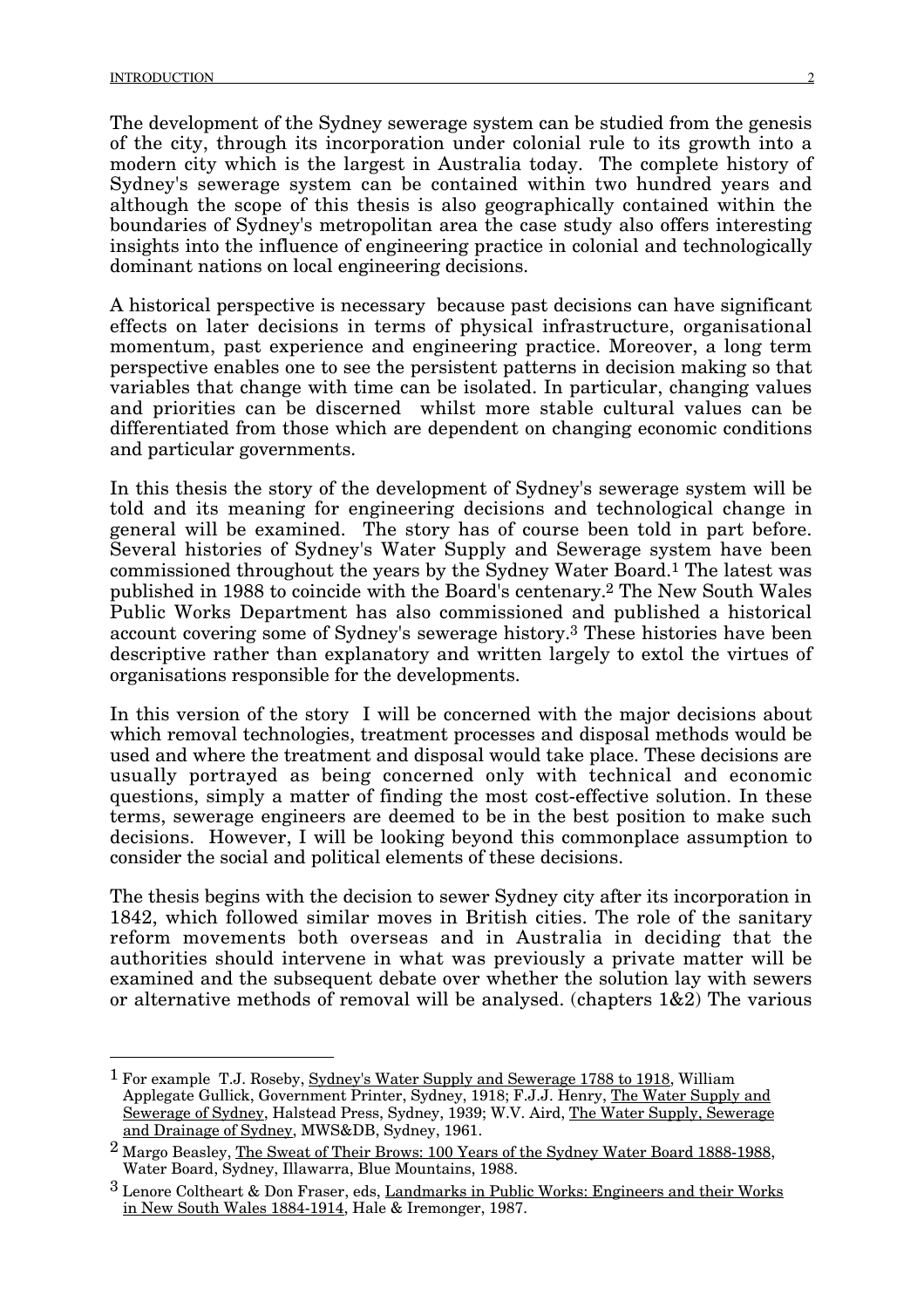The development of the Sydney sewerage system can be studied from the genesis of the city, through its incorporation under colonial rule to its growth into a modern city which is the largest in Australia today. The complete history of Sydney's sewerage system can be contained within two hundred years and although the scope of this thesis is also geographically contained within the boundaries of Sydney's metropolitan area the case study also offers interesting insights into the influence of engineering practice in colonial and technologically dominant nations on local engineering decisions.

A historical perspective is necessary because past decisions can have significant effects on later decisions in terms of physical infrastructure, organisational momentum, past experience and engineering practice. Moreover, a long term perspective enables one to see the persistent patterns in decision making so that variables that change with time can be isolated. In particular, changing values and priorities can be discerned whilst more stable cultural values can be differentiated from those which are dependent on changing economic conditions and particular governments.

In this thesis the story of the development of Sydney's sewerage system will be told and its meaning for engineering decisions and technological change in general will be examined. The story has of course been told in part before. Several histories of Sydney's Water Supply and Sewerage system have been commissioned throughout the years by the Sydney Water Board.[1] The latest was published in 1988 to coincide with the Board's centenary.[2] The New South Wales Public Works Department has also commissioned and published a historical account covering some of Sydney's sewerage history.[3] These histories have been descriptive rather than explanatory and written largely to extol the virtues of organisations responsible for the developments.

In this version of the story I will be concerned with the major decisions about which removal technologies, treatment processes and disposal methods would be used and where the treatment and disposal would take place. These decisions are usually portrayed as being concerned only with technical and economic questions, simply a matter of finding the most cost-effective solution. In these terms, sewerage engineers are deemed to be in the best position to make such decisions. However, I will be looking beyond this commonplace assumption to consider the social and political elements of these decisions.

The thesis begins with the decision to sewer Sydney city after its incorporation in 1842, which followed similar moves in British cities. The role of the sanitary reform movements both overseas and in Australia in deciding that the authorities should intervene in what was previously a private matter will be examined and the subsequent debate over whether the solution lay with sewers or alternative methods of removal will be analysed. (chapters 1&2) The various

---

[1] For example T.J. Roseby, Sydney's Water Supply and Sewerage 1788 to 1918, William Applegate Gullick, Government Printer, Sydney, 1918; F.J.J. Henry, The Water Supply and Sewerage of Sydney, Halstead Press, Sydney, 1939; W.V. Aird, The Water Supply, Sewerage and Drainage of Sydney, MWS&DB, Sydney, 1961.

[2] Margo Beasley, The Sweat of Their Brows: 100 Years of the Sydney Water Board 1888-1988, Water Board, Sydney, Illawarra, Blue Mountains, 1988.

[3] Lenore Coltheart & Don Fraser, eds, Landmarks in Public Works: Engineers and their Works in New South Wales 1884-1914, Hale & Iremonger, 1987.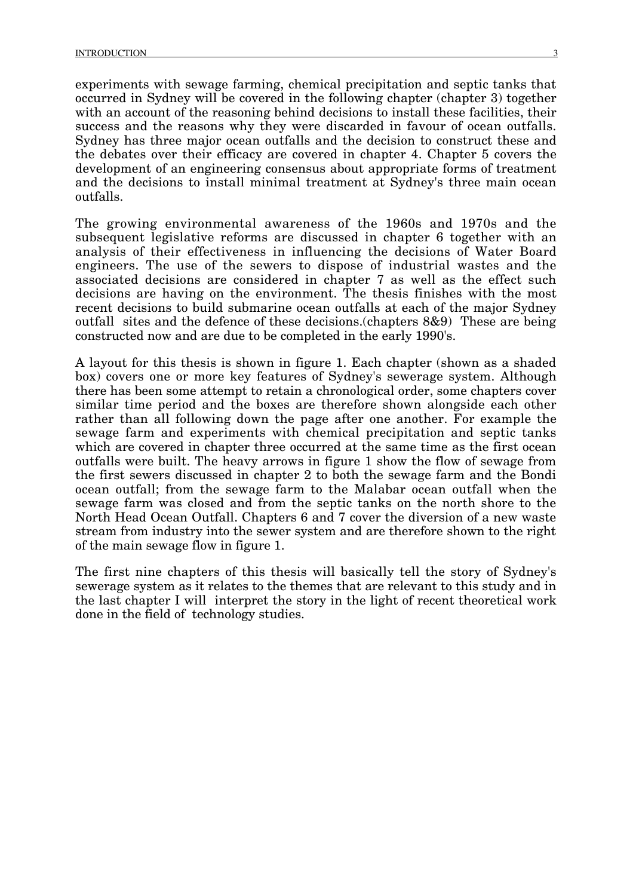experiments with sewage farming, chemical precipitation and septic tanks that occurred in Sydney will be covered in the following chapter (chapter 3) together with an account of the reasoning behind decisions to install these facilities, their success and the reasons why they were discarded in favour of ocean outfalls. Sydney has three major ocean outfalls and the decision to construct these and the debates over their efficacy are covered in chapter 4. Chapter 5 covers the development of an engineering consensus about appropriate forms of treatment and the decisions to install minimal treatment at Sydney's three main ocean outfalls.

The growing environmental awareness of the 1960s and 1970s and the subsequent legislative reforms are discussed in chapter 6 together with an analysis of their effectiveness in influencing the decisions of Water Board engineers. The use of the sewers to dispose of industrial wastes and the associated decisions are considered in chapter 7 as well as the effect such decisions are having on the environment. The thesis finishes with the most recent decisions to build submarine ocean outfalls at each of the major Sydney outfall sites and the defence of these decisions.(chapters 8&9) These are being constructed now and are due to be completed in the early 1990's.

A layout for this thesis is shown in figure 1. Each chapter (shown as a shaded box) covers one or more key features of Sydney's sewerage system. Although there has been some attempt to retain a chronological order, some chapters cover similar time period and the boxes are therefore shown alongside each other rather than all following down the page after one another. For example the sewage farm and experiments with chemical precipitation and septic tanks which are covered in chapter three occurred at the same time as the first ocean outfalls were built. The heavy arrows in figure 1 show the flow of sewage from the first sewers discussed in chapter 2 to both the sewage farm and the Bondi ocean outfall; from the sewage farm to the Malabar ocean outfall when the sewage farm was closed and from the septic tanks on the north shore to the North Head Ocean Outfall. Chapters 6 and 7 cover the diversion of a new waste stream from industry into the sewer system and are therefore shown to the right of the main sewage flow in figure 1.

The first nine chapters of this thesis will basically tell the story of Sydney's sewerage system as it relates to the themes that are relevant to this study and in the last chapter I will interpret the story in the light of recent theoretical work done in the field of technology studies.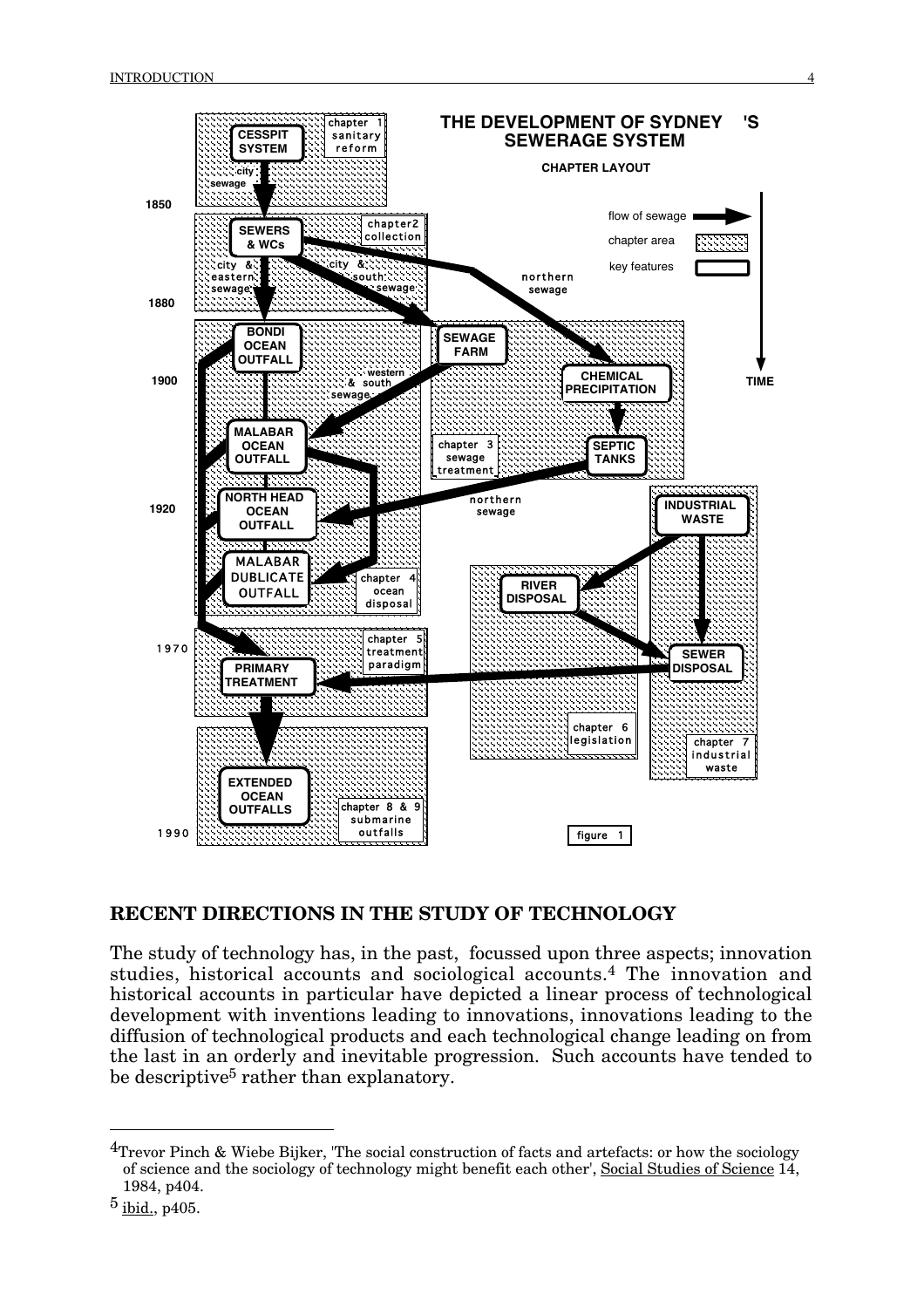**THE DEVELOPMENT OF SYDNEY'S SEWERAGE SYSTEM**

**CHAPTER LAYOUT**

figure 1

## RECENT DIRECTIONS IN THE STUDY OF TECHNOLOGY

The study of technology has, in the past, focussed upon three aspects; innovation studies, historical accounts and sociological accounts.[4] The innovation and historical accounts in particular have depicted a linear process of technological development with inventions leading to innovations, innovations leading to the diffusion of technological products and each technological change leading on from the last in an orderly and inevitable progression. Such accounts have tended to be descriptive[5] rather than explanatory.

---

[4] Trevor Pinch & Wiebe Bijker, 'The social construction of facts and artefacts: or how the sociology of science and the sociology of technology might benefit each other', Social Studies of Science 14, 1984, p404.

[5] ibid., p405.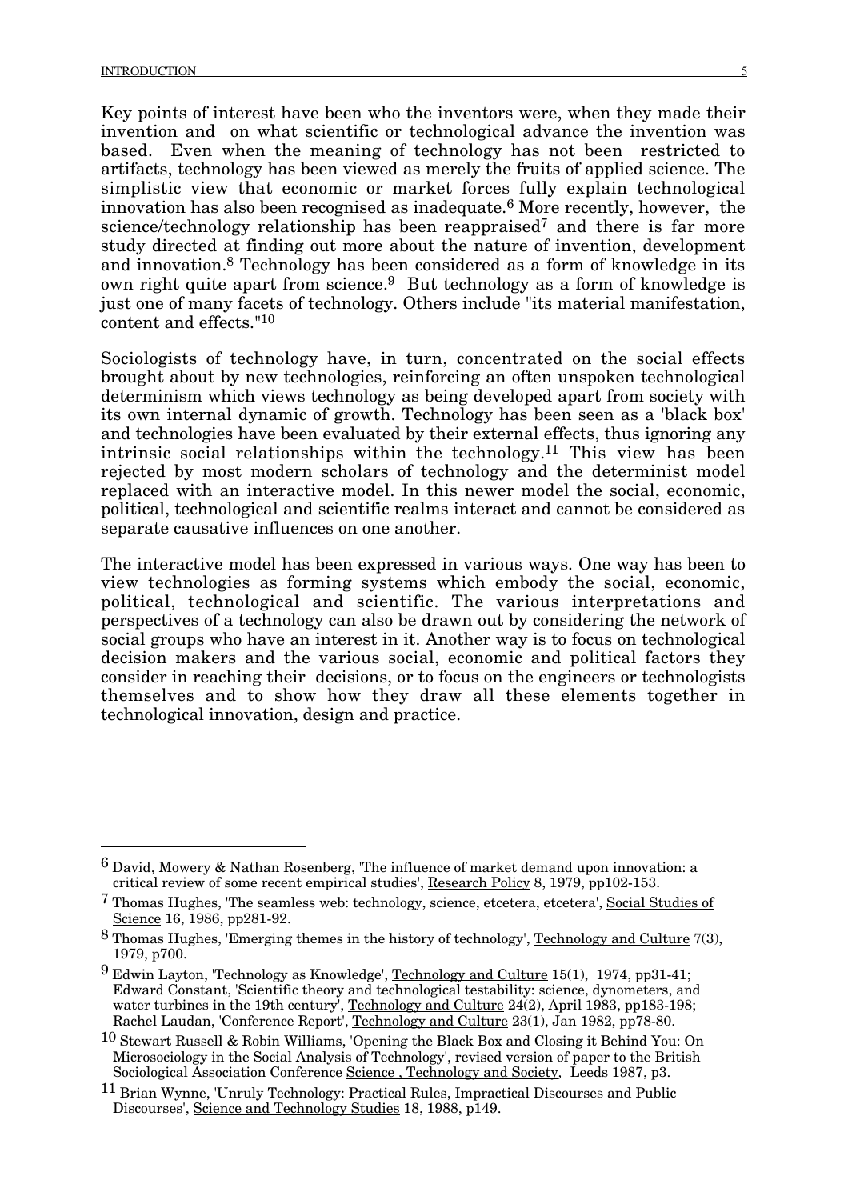Key points of interest have been who the inventors were, when they made their invention and on what scientific or technological advance the invention was based. Even when the meaning of technology has not been restricted to artifacts, technology has been viewed as merely the fruits of applied science. The simplistic view that economic or market forces fully explain technological innovation has also been recognised as inadequate.[6] More recently, however, the science/technology relationship has been reappraised[7] and there is far more study directed at finding out more about the nature of invention, development and innovation.[8] Technology has been considered as a form of knowledge in its own right quite apart from science.[9] But technology as a form of knowledge is just one of many facets of technology. Others include "its material manifestation, content and effects."[10]

Sociologists of technology have, in turn, concentrated on the social effects brought about by new technologies, reinforcing an often unspoken technological determinism which views technology as being developed apart from society with its own internal dynamic of growth. Technology has been seen as a 'black box' and technologies have been evaluated by their external effects, thus ignoring any intrinsic social relationships within the technology.[11] This view has been rejected by most modern scholars of technology and the determinist model replaced with an interactive model. In this newer model the social, economic, political, technological and scientific realms interact and cannot be considered as separate causative influences on one another.

The interactive model has been expressed in various ways. One way has been to view technologies as forming systems which embody the social, economic, political, technological and scientific. The various interpretations and perspectives of a technology can also be drawn out by considering the network of social groups who have an interest in it. Another way is to focus on technological decision makers and the various social, economic and political factors they consider in reaching their decisions, or to focus on the engineers or technologists themselves and to show how they draw all these elements together in technological innovation, design and practice.

---

[6] David, Mowery & Nathan Rosenberg, 'The influence of market demand upon innovation: a critical review of some recent empirical studies', Research Policy 8, 1979, pp102-153.

[7] Thomas Hughes, 'The seamless web: technology, science, etcetera, etcetera', Social Studies of Science 16, 1986, pp281-92.

[8] Thomas Hughes, 'Emerging themes in the history of technology', Technology and Culture 7(3), 1979, p700.

[9] Edwin Layton, 'Technology as Knowledge', Technology and Culture 15(1), 1974, pp31-41; Edward Constant, 'Scientific theory and technological testability: science, dynometers, and water turbines in the 19th century', Technology and Culture 24(2), April 1983, pp183-198; Rachel Laudan, 'Conference Report', Technology and Culture 23(1), Jan 1982, pp78-80.

[10] Stewart Russell & Robin Williams, 'Opening the Black Box and Closing it Behind You: On Microsociology in the Social Analysis of Technology', revised version of paper to the British Sociological Association Conference Science , Technology and Society, Leeds 1987, p3.

[11] Brian Wynne, 'Unruly Technology: Practical Rules, Impractical Discourses and Public Discourses', Science and Technology Studies 18, 1988, p149.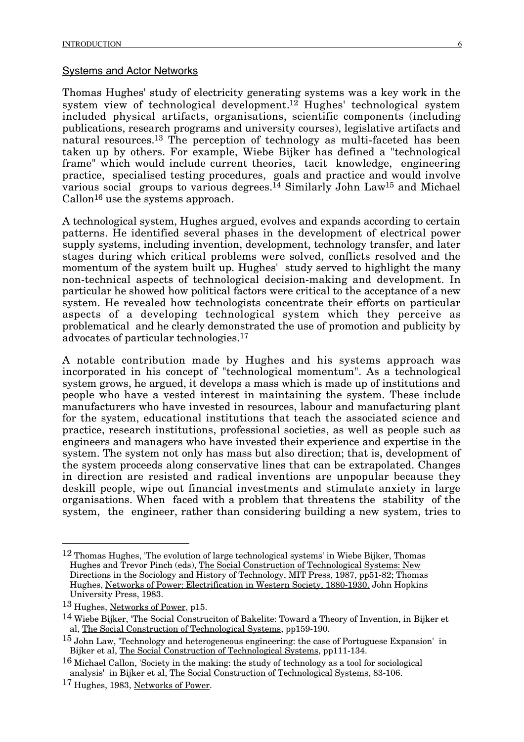## Systems and Actor Networks

Thomas Hughes' study of electricity generating systems was a key work in the system view of technological development.[12] Hughes' technological system included physical artifacts, organisations, scientific components (including publications, research programs and university courses), legislative artifacts and natural resources.[13] The perception of technology as multi-faceted has been taken up by others. For example, Wiebe Bijker has defined a "technological frame" which would include current theories, tacit knowledge, engineering practice, specialised testing procedures, goals and practice and would involve various social groups to various degrees.[14] Similarly John Law[15] and Michael Callon[16] use the systems approach.

A technological system, Hughes argued, evolves and expands according to certain patterns. He identified several phases in the development of electrical power supply systems, including invention, development, technology transfer, and later stages during which critical problems were solved, conflicts resolved and the momentum of the system built up. Hughes' study served to highlight the many non-technical aspects of technological decision-making and development. In particular he showed how political factors were critical to the acceptance of a new system. He revealed how technologists concentrate their efforts on particular aspects of a developing technological system which they perceive as problematical and he clearly demonstrated the use of promotion and publicity by advocates of particular technologies.[17]

A notable contribution made by Hughes and his systems approach was incorporated in his concept of "technological momentum". As a technological system grows, he argued, it develops a mass which is made up of institutions and people who have a vested interest in maintaining the system. These include manufacturers who have invested in resources, labour and manufacturing plant for the system, educational institutions that teach the associated science and practice, research institutions, professional societies, as well as people such as engineers and managers who have invested their experience and expertise in the system. The system not only has mass but also direction; that is, development of the system proceeds along conservative lines that can be extrapolated. Changes in direction are resisted and radical inventions are unpopular because they deskill people, wipe out financial investments and stimulate anxiety in large organisations. When faced with a problem that threatens the stability of the system, the engineer, rather than considering building a new system, tries to

---

[12] Thomas Hughes, 'The evolution of large technological systems' in Wiebe Bijker, Thomas Hughes and Trevor Pinch (eds), The Social Construction of Technological Systems: New Directions in the Sociology and History of Technology, MIT Press, 1987, pp51-82; Thomas Hughes, Networks of Power: Electrification in Western Society, 1880-1930. John Hopkins University Press, 1983.

[13] Hughes, Networks of Power, p15.

[14] Wiebe Bijker, 'The Social Construciton of Bakelite: Toward a Theory of Invention, in Bijker et al, The Social Construction of Technological Systems, pp159-190.

[15] John Law, 'Technology and heterogeneous engineering: the case of Portuguese Expansion' in Bijker et al, The Social Construction of Technological Systems, pp111-134.

[16] Michael Callon, 'Society in the making: the study of technology as a tool for sociological analysis' in Bijker et al, The Social Construction of Technological Systems, 83-106.

[17] Hughes, 1983, Networks of Power.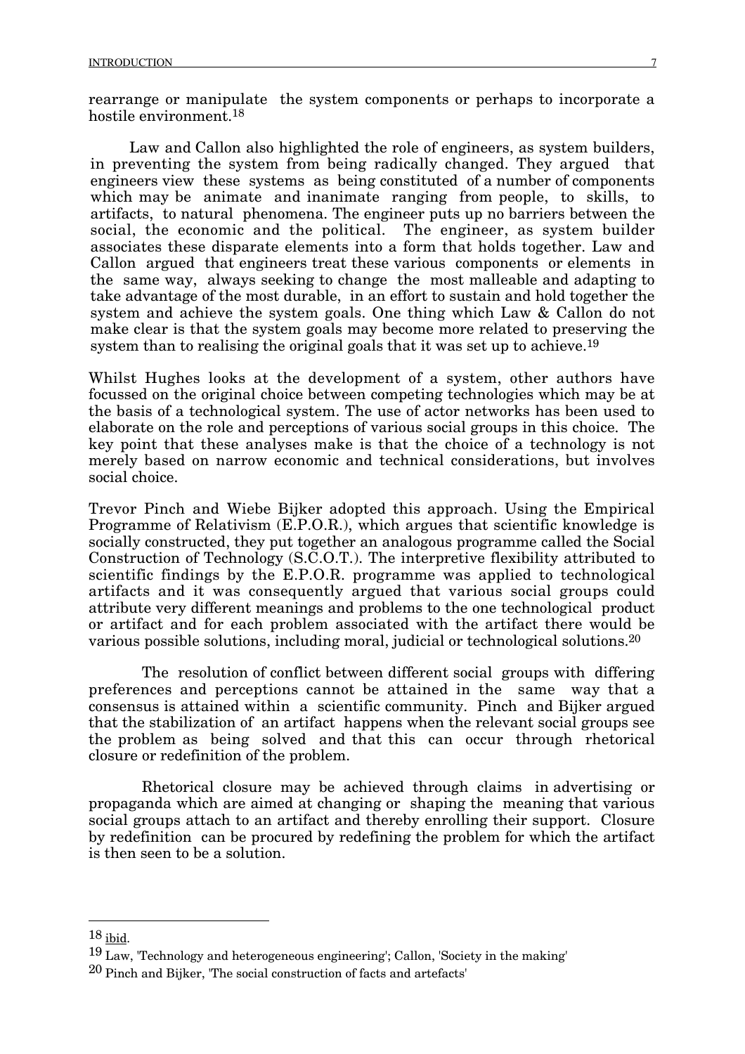rearrange or manipulate the system components or perhaps to incorporate a hostile environment.[18]

Law and Callon also highlighted the role of engineers, as system builders, in preventing the system from being radically changed. They argued that engineers view these systems as being constituted of a number of components which may be animate and inanimate ranging from people, to skills, to artifacts, to natural phenomena. The engineer puts up no barriers between the social, the economic and the political. The engineer, as system builder associates these disparate elements into a form that holds together. Law and Callon argued that engineers treat these various components or elements in the same way, always seeking to change the most malleable and adapting to take advantage of the most durable, in an effort to sustain and hold together the system and achieve the system goals. One thing which Law & Callon do not make clear is that the system goals may become more related to preserving the system than to realising the original goals that it was set up to achieve.[19]

Whilst Hughes looks at the development of a system, other authors have focussed on the original choice between competing technologies which may be at the basis of a technological system. The use of actor networks has been used to elaborate on the role and perceptions of various social groups in this choice. The key point that these analyses make is that the choice of a technology is not merely based on narrow economic and technical considerations, but involves social choice.

Trevor Pinch and Wiebe Bijker adopted this approach. Using the Empirical Programme of Relativism (E.P.O.R.), which argues that scientific knowledge is socially constructed, they put together an analogous programme called the Social Construction of Technology (S.C.O.T.). The interpretive flexibility attributed to scientific findings by the E.P.O.R. programme was applied to technological artifacts and it was consequently argued that various social groups could attribute very different meanings and problems to the one technological product or artifact and for each problem associated with the artifact there would be various possible solutions, including moral, judicial or technological solutions.[20]

The resolution of conflict between different social groups with differing preferences and perceptions cannot be attained in the same way that a consensus is attained within a scientific community. Pinch and Bijker argued that the stabilization of an artifact happens when the relevant social groups see the problem as being solved and that this can occur through rhetorical closure or redefinition of the problem.

Rhetorical closure may be achieved through claims in advertising or propaganda which are aimed at changing or shaping the meaning that various social groups attach to an artifact and thereby enrolling their support. Closure by redefinition can be procured by redefining the problem for which the artifact is then seen to be a solution.

---

[18] ibid.

[19] Law, 'Technology and heterogeneous engineering'; Callon, 'Society in the making'

[20] Pinch and Bijker, 'The social construction of facts and artefacts'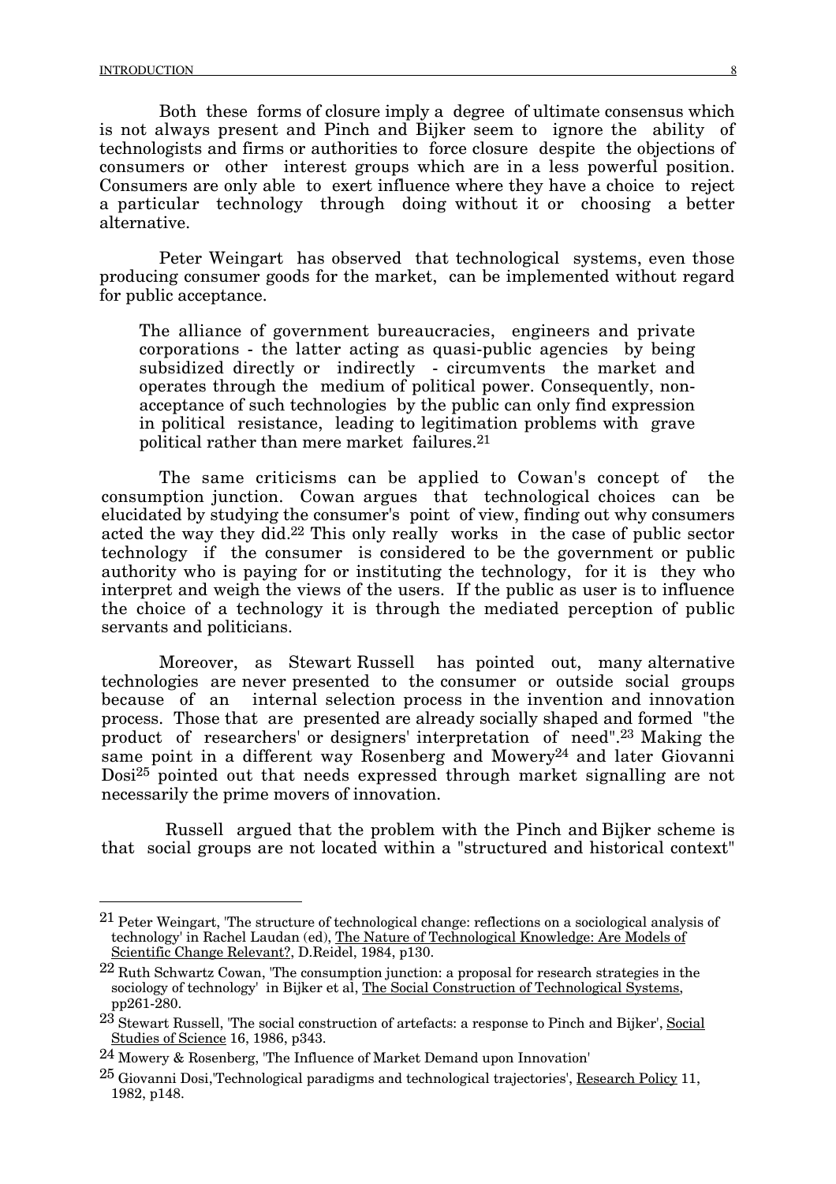Both these forms of closure imply a degree of ultimate consensus which is not always present and Pinch and Bijker seem to ignore the ability of technologists and firms or authorities to force closure despite the objections of consumers or other interest groups which are in a less powerful position. Consumers are only able to exert influence where they have a choice to reject a particular technology through doing without it or choosing a better alternative.

Peter Weingart has observed that technological systems, even those producing consumer goods for the market, can be implemented without regard for public acceptance.

> The alliance of government bureaucracies, engineers and private corporations - the latter acting as quasi-public agencies by being subsidized directly or indirectly - circumvents the market and operates through the medium of political power. Consequently, non-acceptance of such technologies by the public can only find expression in political resistance, leading to legitimation problems with grave political rather than mere market failures.[21]

The same criticisms can be applied to Cowan's concept of the consumption junction. Cowan argues that technological choices can be elucidated by studying the consumer's point of view, finding out why consumers acted the way they did.[22] This only really works in the case of public sector technology if the consumer is considered to be the government or public authority who is paying for or instituting the technology, for it is they who interpret and weigh the views of the users. If the public as user is to influence the choice of a technology it is through the mediated perception of public servants and politicians.

Moreover, as Stewart Russell has pointed out, many alternative technologies are never presented to the consumer or outside social groups because of an internal selection process in the invention and innovation process. Those that are presented are already socially shaped and formed "the product of researchers' or designers' interpretation of need".[23] Making the same point in a different way Rosenberg and Mowery[24] and later Giovanni Dosi[25] pointed out that needs expressed through market signalling are not necessarily the prime movers of innovation.

Russell argued that the problem with the Pinch and Bijker scheme is that social groups are not located within a "structured and historical context"

---

[21] Peter Weingart, 'The structure of technological change: reflections on a sociological analysis of technology' in Rachel Laudan (ed), The Nature of Technological Knowledge: Are Models of Scientific Change Relevant?, D.Reidel, 1984, p130.

[22] Ruth Schwartz Cowan, 'The consumption junction: a proposal for research strategies in the sociology of technology' in Bijker et al, The Social Construction of Technological Systems, pp261-280.

[23] Stewart Russell, 'The social construction of artefacts: a response to Pinch and Bijker', Social Studies of Science 16, 1986, p343.

[24] Mowery & Rosenberg, 'The Influence of Market Demand upon Innovation'

[25] Giovanni Dosi,'Technological paradigms and technological trajectories', Research Policy 11, 1982, p148.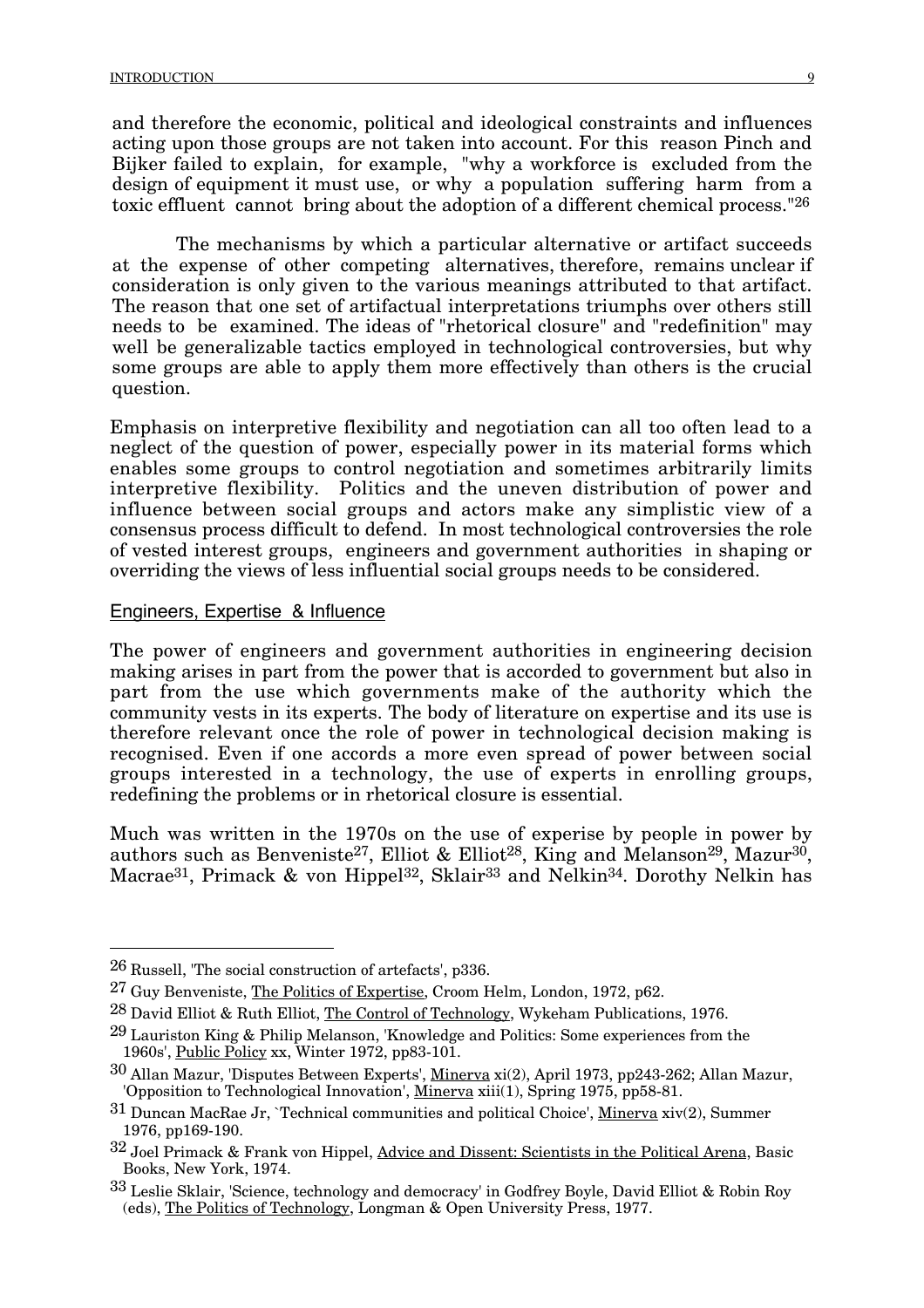and therefore the economic, political and ideological constraints and influences acting upon those groups are not taken into account. For this reason Pinch and Bijker failed to explain, for example, "why a workforce is excluded from the design of equipment it must use, or why a population suffering harm from a toxic effluent cannot bring about the adoption of a different chemical process."[26]

The mechanisms by which a particular alternative or artifact succeeds at the expense of other competing alternatives, therefore, remains unclear if consideration is only given to the various meanings attributed to that artifact. The reason that one set of artifactual interpretations triumphs over others still needs to be examined. The ideas of "rhetorical closure" and "redefinition" may well be generalizable tactics employed in technological controversies, but why some groups are able to apply them more effectively than others is the crucial question.

Emphasis on interpretive flexibility and negotiation can all too often lead to a neglect of the question of power, especially power in its material forms which enables some groups to control negotiation and sometimes arbitrarily limits interpretive flexibility. Politics and the uneven distribution of power and influence between social groups and actors make any simplistic view of a consensus process difficult to defend. In most technological controversies the role of vested interest groups, engineers and government authorities in shaping or overriding the views of less influential social groups needs to be considered.

## Engineers, Expertise & Influence

The power of engineers and government authorities in engineering decision making arises in part from the power that is accorded to government but also in part from the use which governments make of the authority which the community vests in its experts. The body of literature on expertise and its use is therefore relevant once the role of power in technological decision making is recognised. Even if one accords a more even spread of power between social groups interested in a technology, the use of experts in enrolling groups, redefining the problems or in rhetorical closure is essential.

Much was written in the 1970s on the use of experise by people in power by authors such as Benveniste[27], Elliot & Elliot[28], King and Melanson[29], Mazur[30], Macrae[31], Primack & von Hippel[32], Sklair[33] and Nelkin[34]. Dorothy Nelkin has

---

[26] Russell, 'The social construction of artefacts', p336.

[27] Guy Benveniste, The Politics of Expertise, Croom Helm, London, 1972, p62.

[28] David Elliot & Ruth Elliot, The Control of Technology, Wykeham Publications, 1976.

[29] Lauriston King & Philip Melanson, 'Knowledge and Politics: Some experiences from the 1960s', Public Policy xx, Winter 1972, pp83-101.

[30] Allan Mazur, 'Disputes Between Experts', Minerva xi(2), April 1973, pp243-262; Allan Mazur, 'Opposition to Technological Innovation', Minerva xiii(1), Spring 1975, pp58-81.

[31] Duncan MacRae Jr, `Technical communities and political Choice', Minerva xiv(2), Summer 1976, pp169-190.

[32] Joel Primack & Frank von Hippel, Advice and Dissent: Scientists in the Political Arena, Basic Books, New York, 1974.

[33] Leslie Sklair, 'Science, technology and democracy' in Godfrey Boyle, David Elliot & Robin Roy (eds), The Politics of Technology, Longman & Open University Press, 1977.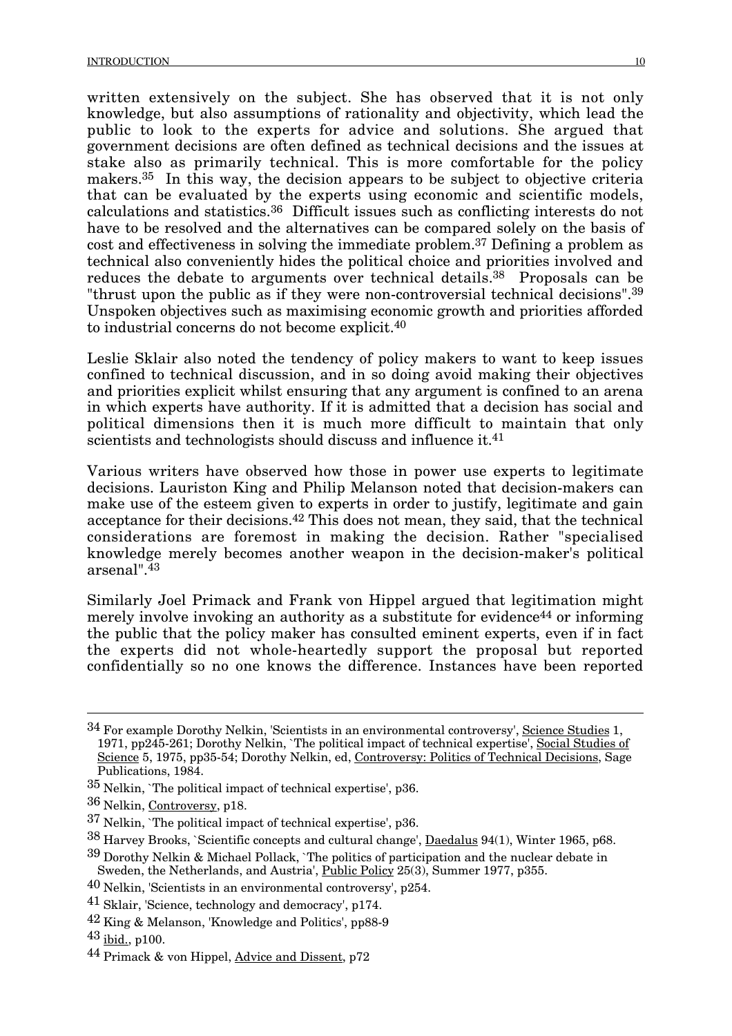written extensively on the subject. She has observed that it is not only knowledge, but also assumptions of rationality and objectivity, which lead the public to look to the experts for advice and solutions. She argued that government decisions are often defined as technical decisions and the issues at stake also as primarily technical. This is more comfortable for the policy makers.[35] In this way, the decision appears to be subject to objective criteria that can be evaluated by the experts using economic and scientific models, calculations and statistics.[36] Difficult issues such as conflicting interests do not have to be resolved and the alternatives can be compared solely on the basis of cost and effectiveness in solving the immediate problem.[37] Defining a problem as technical also conveniently hides the political choice and priorities involved and reduces the debate to arguments over technical details.[38] Proposals can be "thrust upon the public as if they were non-controversial technical decisions".[39] Unspoken objectives such as maximising economic growth and priorities afforded to industrial concerns do not become explicit.[40]

Leslie Sklair also noted the tendency of policy makers to want to keep issues confined to technical discussion, and in so doing avoid making their objectives and priorities explicit whilst ensuring that any argument is confined to an arena in which experts have authority. If it is admitted that a decision has social and political dimensions then it is much more difficult to maintain that only scientists and technologists should discuss and influence it.[41]

Various writers have observed how those in power use experts to legitimate decisions. Lauriston King and Philip Melanson noted that decision-makers can make use of the esteem given to experts in order to justify, legitimate and gain acceptance for their decisions.[42] This does not mean, they said, that the technical considerations are foremost in making the decision. Rather "specialised knowledge merely becomes another weapon in the decision-maker's political arsenal".[43]

Similarly Joel Primack and Frank von Hippel argued that legitimation might merely involve invoking an authority as a substitute for evidence[44] or informing the public that the policy maker has consulted eminent experts, even if in fact the experts did not whole-heartedly support the proposal but reported confidentially so no one knows the difference. Instances have been reported

---

34 For example Dorothy Nelkin, 'Scientists in an environmental controversy', Science Studies 1, 1971, pp245-261; Dorothy Nelkin, `The political impact of technical expertise', Social Studies of Science 5, 1975, pp35-54; Dorothy Nelkin, ed, Controversy: Politics of Technical Decisions, Sage Publications, 1984.

35 Nelkin, `The political impact of technical expertise', p36.

36 Nelkin, Controversy, p18.

37 Nelkin, `The political impact of technical expertise', p36.

38 Harvey Brooks, `Scientific concepts and cultural change', Daedalus 94(1), Winter 1965, p68.

39 Dorothy Nelkin & Michael Pollack, `The politics of participation and the nuclear debate in Sweden, the Netherlands, and Austria', Public Policy 25(3), Summer 1977, p355.

40 Nelkin, 'Scientists in an environmental controversy', p254.

41 Sklair, 'Science, technology and democracy', p174.

42 King & Melanson, 'Knowledge and Politics', pp88-9

43 ibid., p100.

44 Primack & von Hippel, Advice and Dissent, p72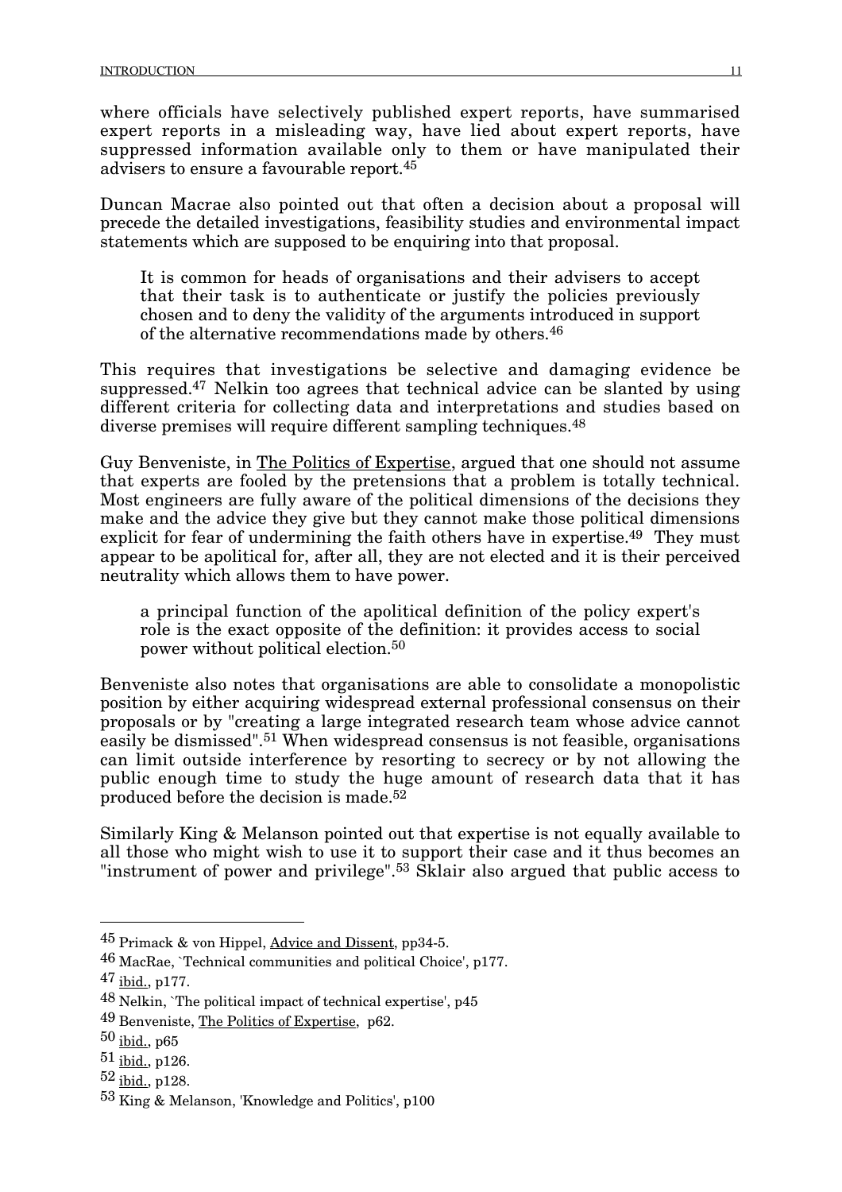where officials have selectively published expert reports, have summarised expert reports in a misleading way, have lied about expert reports, have suppressed information available only to them or have manipulated their advisers to ensure a favourable report.[45]

Duncan Macrae also pointed out that often a decision about a proposal will precede the detailed investigations, feasibility studies and environmental impact statements which are supposed to be enquiring into that proposal.

> It is common for heads of organisations and their advisers to accept that their task is to authenticate or justify the policies previously chosen and to deny the validity of the arguments introduced in support of the alternative recommendations made by others.[46]

This requires that investigations be selective and damaging evidence be suppressed.[47] Nelkin too agrees that technical advice can be slanted by using different criteria for collecting data and interpretations and studies based on diverse premises will require different sampling techniques.[48]

Guy Benveniste, in The Politics of Expertise, argued that one should not assume that experts are fooled by the pretensions that a problem is totally technical. Most engineers are fully aware of the political dimensions of the decisions they make and the advice they give but they cannot make those political dimensions explicit for fear of undermining the faith others have in expertise.[49] They must appear to be apolitical for, after all, they are not elected and it is their perceived neutrality which allows them to have power.

> a principal function of the apolitical definition of the policy expert's role is the exact opposite of the definition: it provides access to social power without political election.[50]

Benveniste also notes that organisations are able to consolidate a monopolistic position by either acquiring widespread external professional consensus on their proposals or by "creating a large integrated research team whose advice cannot easily be dismissed".[51] When widespread consensus is not feasible, organisations can limit outside interference by resorting to secrecy or by not allowing the public enough time to study the huge amount of research data that it has produced before the decision is made.[52]

Similarly King & Melanson pointed out that expertise is not equally available to all those who might wish to use it to support their case and it thus becomes an "instrument of power and privilege".[53] Sklair also argued that public access to

---

[45] Primack & von Hippel, Advice and Dissent, pp34-5.

[46] MacRae, `Technical communities and political Choice', p177.

[47] ibid., p177.

[48] Nelkin, `The political impact of technical expertise', p45

[49] Benveniste, The Politics of Expertise, p62.

[50] ibid., p65

[51] ibid., p126.

[52] ibid., p128.

[53] King & Melanson, 'Knowledge and Politics', p100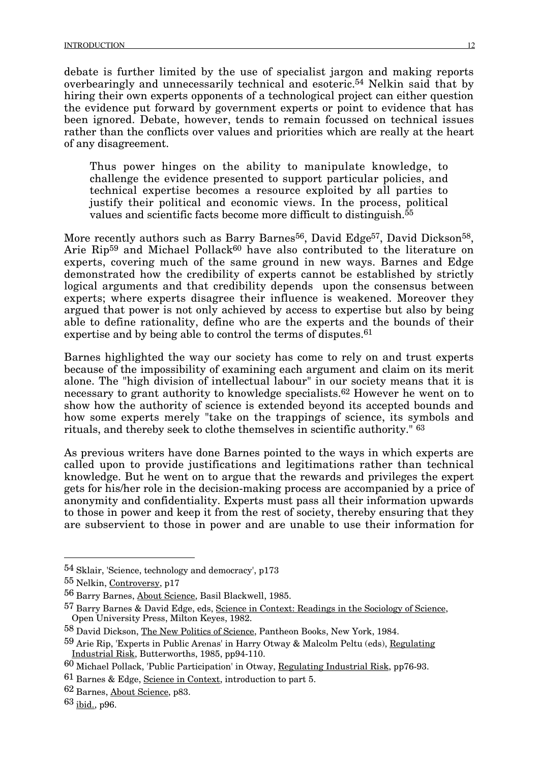debate is further limited by the use of specialist jargon and making reports overbearingly and unnecessarily technical and esoteric.[54] Nelkin said that by hiring their own experts opponents of a technological project can either question the evidence put forward by government experts or point to evidence that has been ignored. Debate, however, tends to remain focussed on technical issues rather than the conflicts over values and priorities which are really at the heart of any disagreement.

> Thus power hinges on the ability to manipulate knowledge, to challenge the evidence presented to support particular policies, and technical expertise becomes a resource exploited by all parties to justify their political and economic views. In the process, political values and scientific facts become more difficult to distinguish.[55]

More recently authors such as Barry Barnes[56], David Edge[57], David Dickson[58], Arie Rip[59] and Michael Pollack[60] have also contributed to the literature on experts, covering much of the same ground in new ways. Barnes and Edge demonstrated how the credibility of experts cannot be established by strictly logical arguments and that credibility depends upon the consensus between experts; where experts disagree their influence is weakened. Moreover they argued that power is not only achieved by access to expertise but also by being able to define rationality, define who are the experts and the bounds of their expertise and by being able to control the terms of disputes.[61]

Barnes highlighted the way our society has come to rely on and trust experts because of the impossibility of examining each argument and claim on its merit alone. The "high division of intellectual labour" in our society means that it is necessary to grant authority to knowledge specialists.[62] However he went on to show how the authority of science is extended beyond its accepted bounds and how some experts merely "take on the trappings of science, its symbols and rituals, and thereby seek to clothe themselves in scientific authority." [63]

As previous writers have done Barnes pointed to the ways in which experts are called upon to provide justifications and legitimations rather than technical knowledge. But he went on to argue that the rewards and privileges the expert gets for his/her role in the decision-making process are accompanied by a price of anonymity and confidentiality. Experts must pass all their information upwards to those in power and keep it from the rest of society, thereby ensuring that they are subservient to those in power and are unable to use their information for

---

[54] Sklair, 'Science, technology and democracy', p173

[55] Nelkin, Controversy, p17

[56] Barry Barnes, About Science, Basil Blackwell, 1985.

[57] Barry Barnes & David Edge, eds, Science in Context: Readings in the Sociology of Science, Open University Press, Milton Keyes, 1982.

[58] David Dickson, The New Politics of Science, Pantheon Books, New York, 1984.

[59] Arie Rip, 'Experts in Public Arenas' in Harry Otway & Malcolm Peltu (eds), Regulating Industrial Risk, Butterworths, 1985, pp94-110.

[60] Michael Pollack, 'Public Participation' in Otway, Regulating Industrial Risk, pp76-93.

[61] Barnes & Edge, Science in Context, introduction to part 5.

[62] Barnes, About Science, p83.

[63] ibid., p96.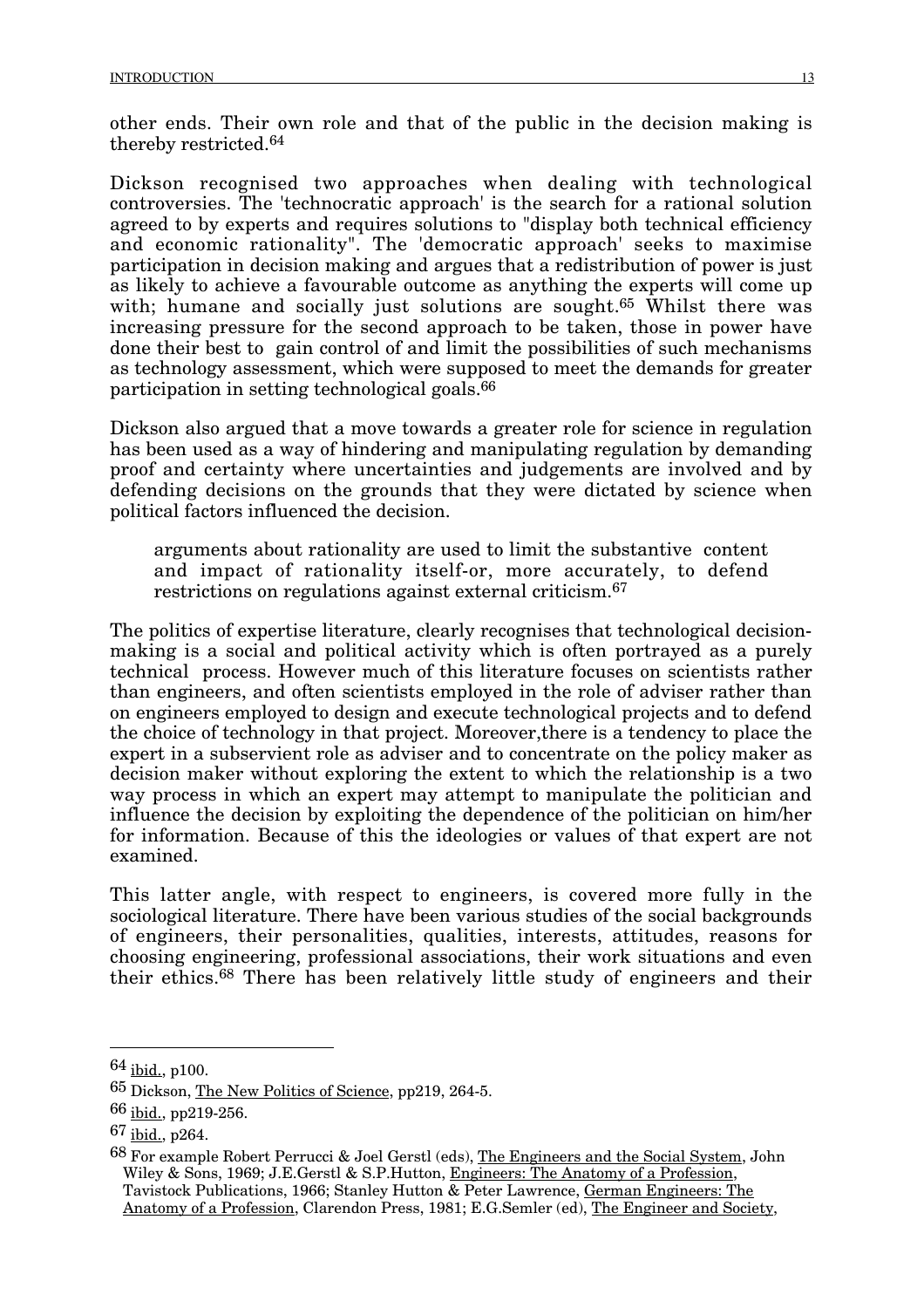other ends. Their own role and that of the public in the decision making is thereby restricted.[64]

Dickson recognised two approaches when dealing with technological controversies. The 'technocratic approach' is the search for a rational solution agreed to by experts and requires solutions to "display both technical efficiency and economic rationality". The 'democratic approach' seeks to maximise participation in decision making and argues that a redistribution of power is just as likely to achieve a favourable outcome as anything the experts will come up with; humane and socially just solutions are sought.[65] Whilst there was increasing pressure for the second approach to be taken, those in power have done their best to gain control of and limit the possibilities of such mechanisms as technology assessment, which were supposed to meet the demands for greater participation in setting technological goals.[66]

Dickson also argued that a move towards a greater role for science in regulation has been used as a way of hindering and manipulating regulation by demanding proof and certainty where uncertainties and judgements are involved and by defending decisions on the grounds that they were dictated by science when political factors influenced the decision.

> arguments about rationality are used to limit the substantive content and impact of rationality itself-or, more accurately, to defend restrictions on regulations against external criticism.[67]

The politics of expertise literature, clearly recognises that technological decision-making is a social and political activity which is often portrayed as a purely technical process. However much of this literature focuses on scientists rather than engineers, and often scientists employed in the role of adviser rather than on engineers employed to design and execute technological projects and to defend the choice of technology in that project. Moreover,there is a tendency to place the expert in a subservient role as adviser and to concentrate on the policy maker as decision maker without exploring the extent to which the relationship is a two way process in which an expert may attempt to manipulate the politician and influence the decision by exploiting the dependence of the politician on him/her for information. Because of this the ideologies or values of that expert are not examined.

This latter angle, with respect to engineers, is covered more fully in the sociological literature. There have been various studies of the social backgrounds of engineers, their personalities, qualities, interests, attitudes, reasons for choosing engineering, professional associations, their work situations and even their ethics.[68] There has been relatively little study of engineers and their

---

[64] ibid., p100.

[65] Dickson, The New Politics of Science, pp219, 264-5.

[66] ibid., pp219-256.

[67] ibid., p264.

[68] For example Robert Perrucci & Joel Gerstl (eds), The Engineers and the Social System, John Wiley & Sons, 1969; J.E.Gerstl & S.P.Hutton, Engineers: The Anatomy of a Profession, Tavistock Publications, 1966; Stanley Hutton & Peter Lawrence, German Engineers: The Anatomy of a Profession, Clarendon Press, 1981; E.G.Semler (ed), The Engineer and Society,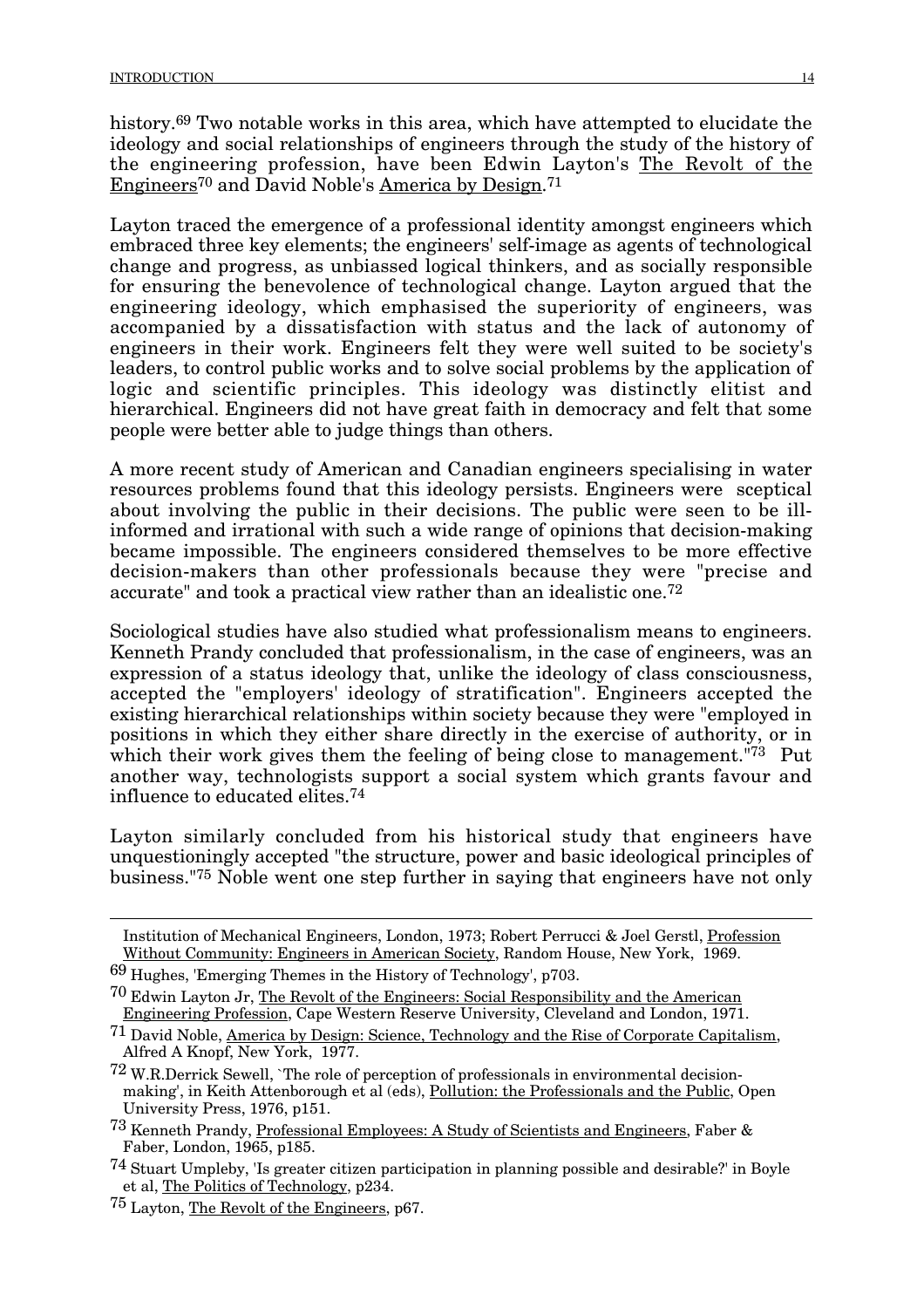history.[69] Two notable works in this area, which have attempted to elucidate the ideology and social relationships of engineers through the study of the history of the engineering profession, have been Edwin Layton's The Revolt of the Engineers[70] and David Noble's America by Design.[71]

Layton traced the emergence of a professional identity amongst engineers which embraced three key elements; the engineers' self-image as agents of technological change and progress, as unbiassed logical thinkers, and as socially responsible for ensuring the benevolence of technological change. Layton argued that the engineering ideology, which emphasised the superiority of engineers, was accompanied by a dissatisfaction with status and the lack of autonomy of engineers in their work. Engineers felt they were well suited to be society's leaders, to control public works and to solve social problems by the application of logic and scientific principles. This ideology was distinctly elitist and hierarchical. Engineers did not have great faith in democracy and felt that some people were better able to judge things than others.

A more recent study of American and Canadian engineers specialising in water resources problems found that this ideology persists. Engineers were sceptical about involving the public in their decisions. The public were seen to be ill-informed and irrational with such a wide range of opinions that decision-making became impossible. The engineers considered themselves to be more effective decision-makers than other professionals because they were "precise and accurate" and took a practical view rather than an idealistic one.[72]

Sociological studies have also studied what professionalism means to engineers. Kenneth Prandy concluded that professionalism, in the case of engineers, was an expression of a status ideology that, unlike the ideology of class consciousness, accepted the "employers' ideology of stratification". Engineers accepted the existing hierarchical relationships within society because they were "employed in positions in which they either share directly in the exercise of authority, or in which their work gives them the feeling of being close to management."[73] Put another way, technologists support a social system which grants favour and influence to educated elites.[74]

Layton similarly concluded from his historical study that engineers have unquestioningly accepted "the structure, power and basic ideological principles of business."[75] Noble went one step further in saying that engineers have not only

---

Institution of Mechanical Engineers, London, 1973; Robert Perrucci & Joel Gerstl, Profession Without Community: Engineers in American Society, Random House, New York, 1969.

[69] Hughes, 'Emerging Themes in the History of Technology', p703.

[70] Edwin Layton Jr, The Revolt of the Engineers: Social Responsibility and the American Engineering Profession, Cape Western Reserve University, Cleveland and London, 1971.

[71] David Noble, America by Design: Science, Technology and the Rise of Corporate Capitalism, Alfred A Knopf, New York, 1977.

[72] W.R.Derrick Sewell, `The role of perception of professionals in environmental decision-making', in Keith Attenborough et al (eds), Pollution: the Professionals and the Public, Open University Press, 1976, p151.

[73] Kenneth Prandy, Professional Employees: A Study of Scientists and Engineers, Faber & Faber, London, 1965, p185.

[74] Stuart Umpleby, 'Is greater citizen participation in planning possible and desirable?' in Boyle et al, The Politics of Technology, p234.

[75] Layton, The Revolt of the Engineers, p67.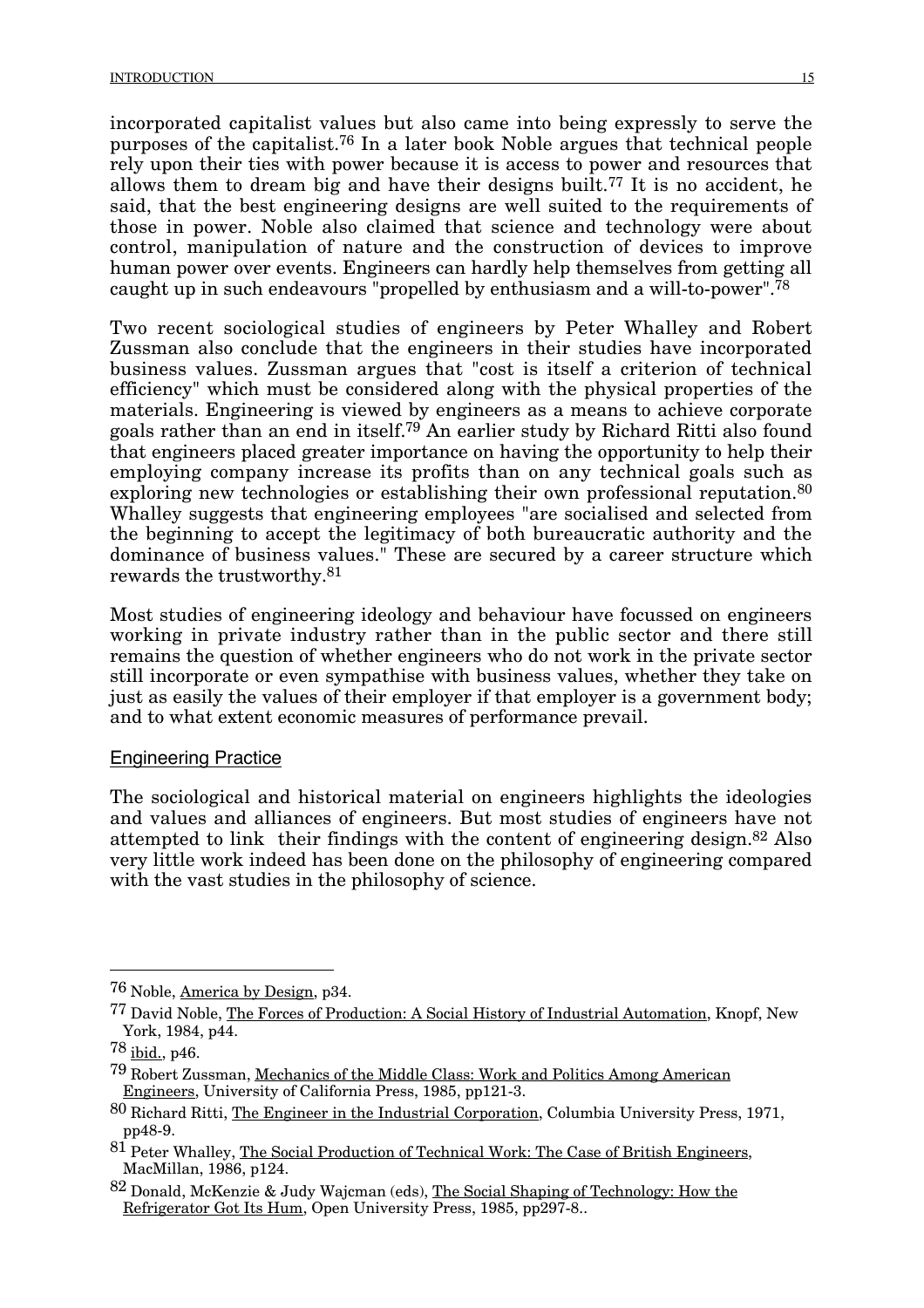incorporated capitalist values but also came into being expressly to serve the purposes of the capitalist.[76] In a later book Noble argues that technical people rely upon their ties with power because it is access to power and resources that allows them to dream big and have their designs built.[77] It is no accident, he said, that the best engineering designs are well suited to the requirements of those in power. Noble also claimed that science and technology were about control, manipulation of nature and the construction of devices to improve human power over events. Engineers can hardly help themselves from getting all caught up in such endeavours "propelled by enthusiasm and a will-to-power".[78]

Two recent sociological studies of engineers by Peter Whalley and Robert Zussman also conclude that the engineers in their studies have incorporated business values. Zussman argues that "cost is itself a criterion of technical efficiency" which must be considered along with the physical properties of the materials. Engineering is viewed by engineers as a means to achieve corporate goals rather than an end in itself.[79] An earlier study by Richard Ritti also found that engineers placed greater importance on having the opportunity to help their employing company increase its profits than on any technical goals such as exploring new technologies or establishing their own professional reputation.[80] Whalley suggests that engineering employees "are socialised and selected from the beginning to accept the legitimacy of both bureaucratic authority and the dominance of business values." These are secured by a career structure which rewards the trustworthy.[81]

Most studies of engineering ideology and behaviour have focussed on engineers working in private industry rather than in the public sector and there still remains the question of whether engineers who do not work in the private sector still incorporate or even sympathise with business values, whether they take on just as easily the values of their employer if that employer is a government body; and to what extent economic measures of performance prevail.

## Engineering Practice

The sociological and historical material on engineers highlights the ideologies and values and alliances of engineers. But most studies of engineers have not attempted to link their findings with the content of engineering design.[82] Also very little work indeed has been done on the philosophy of engineering compared with the vast studies in the philosophy of science.

---

[76] Noble, America by Design, p34.

[77] David Noble, The Forces of Production: A Social History of Industrial Automation, Knopf, New York, 1984, p44.

[78] ibid., p46.

[79] Robert Zussman, Mechanics of the Middle Class: Work and Politics Among American Engineers, University of California Press, 1985, pp121-3.

[80] Richard Ritti, The Engineer in the Industrial Corporation, Columbia University Press, 1971, pp48-9.

[81] Peter Whalley, The Social Production of Technical Work: The Case of British Engineers, MacMillan, 1986, p124.

[82] Donald, McKenzie & Judy Wajcman (eds), The Social Shaping of Technology: How the Refrigerator Got Its Hum, Open University Press, 1985, pp297-8..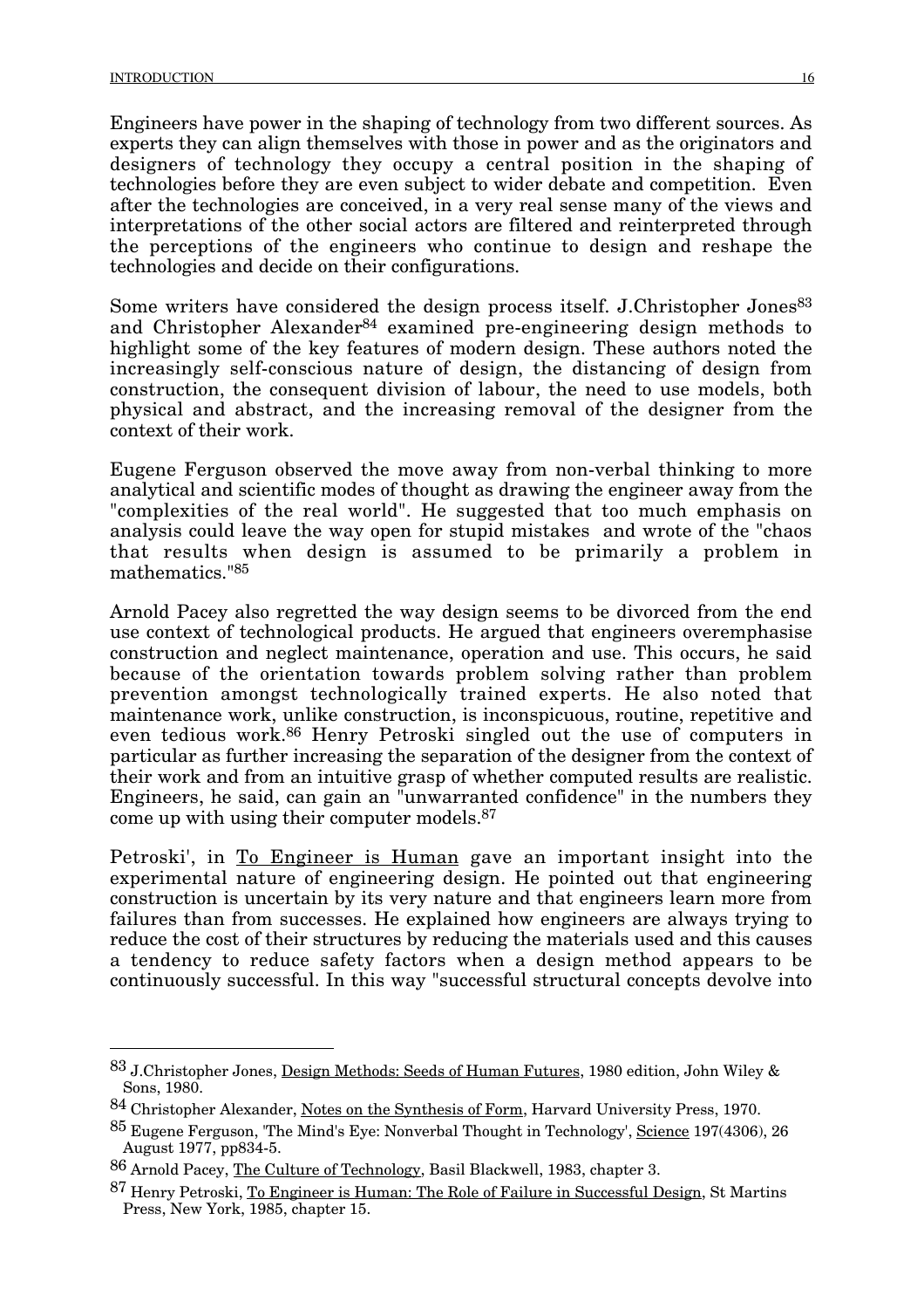Engineers have power in the shaping of technology from two different sources. As experts they can align themselves with those in power and as the originators and designers of technology they occupy a central position in the shaping of technologies before they are even subject to wider debate and competition. Even after the technologies are conceived, in a very real sense many of the views and interpretations of the other social actors are filtered and reinterpreted through the perceptions of the engineers who continue to design and reshape the technologies and decide on their configurations.

Some writers have considered the design process itself. J.Christopher Jones[83] and Christopher Alexander[84] examined pre-engineering design methods to highlight some of the key features of modern design. These authors noted the increasingly self-conscious nature of design, the distancing of design from construction, the consequent division of labour, the need to use models, both physical and abstract, and the increasing removal of the designer from the context of their work.

Eugene Ferguson observed the move away from non-verbal thinking to more analytical and scientific modes of thought as drawing the engineer away from the "complexities of the real world". He suggested that too much emphasis on analysis could leave the way open for stupid mistakes and wrote of the "chaos that results when design is assumed to be primarily a problem in mathematics."[85]

Arnold Pacey also regretted the way design seems to be divorced from the end use context of technological products. He argued that engineers overemphasise construction and neglect maintenance, operation and use. This occurs, he said because of the orientation towards problem solving rather than problem prevention amongst technologically trained experts. He also noted that maintenance work, unlike construction, is inconspicuous, routine, repetitive and even tedious work.[86] Henry Petroski singled out the use of computers in particular as further increasing the separation of the designer from the context of their work and from an intuitive grasp of whether computed results are realistic. Engineers, he said, can gain an "unwarranted confidence" in the numbers they come up with using their computer models.[87]

Petroski', in To Engineer is Human gave an important insight into the experimental nature of engineering design. He pointed out that engineering construction is uncertain by its very nature and that engineers learn more from failures than from successes. He explained how engineers are always trying to reduce the cost of their structures by reducing the materials used and this causes a tendency to reduce safety factors when a design method appears to be continuously successful. In this way "successful structural concepts devolve into

---

[83] J.Christopher Jones, Design Methods: Seeds of Human Futures, 1980 edition, John Wiley & Sons, 1980.

[84] Christopher Alexander, Notes on the Synthesis of Form, Harvard University Press, 1970.

[85] Eugene Ferguson, 'The Mind's Eye: Nonverbal Thought in Technology', Science 197(4306), 26 August 1977, pp834-5.

[86] Arnold Pacey, The Culture of Technology, Basil Blackwell, 1983, chapter 3.

[87] Henry Petroski, To Engineer is Human: The Role of Failure in Successful Design, St Martins Press, New York, 1985, chapter 15.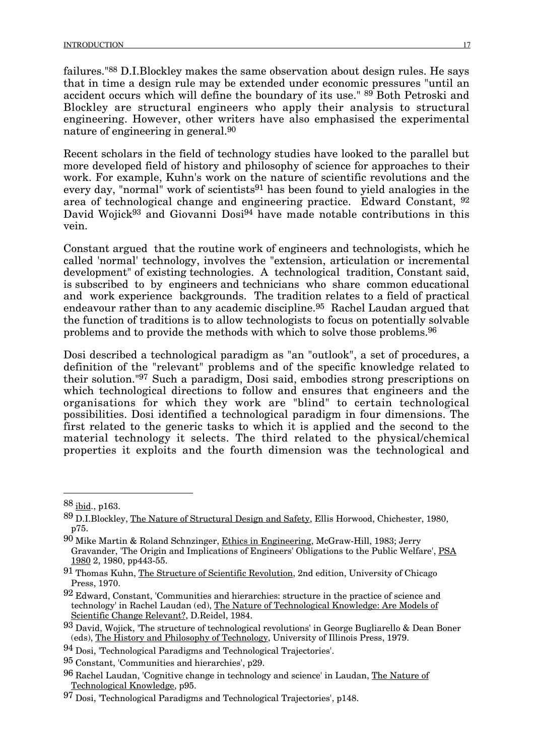failures."[88] D.I.Blockley makes the same observation about design rules. He says that in time a design rule may be extended under economic pressures "until an accident occurs which will define the boundary of its use." [89] Both Petroski and Blockley are structural engineers who apply their analysis to structural engineering. However, other writers have also emphasised the experimental nature of engineering in general.[90]

Recent scholars in the field of technology studies have looked to the parallel but more developed field of history and philosophy of science for approaches to their work. For example, Kuhn's work on the nature of scientific revolutions and the every day, "normal" work of scientists[91] has been found to yield analogies in the area of technological change and engineering practice. Edward Constant, [92] David Wojick[93] and Giovanni Dosi[94] have made notable contributions in this vein.

Constant argued that the routine work of engineers and technologists, which he called 'normal' technology, involves the "extension, articulation or incremental development" of existing technologies. A technological tradition, Constant said, is subscribed to by engineers and technicians who share common educational and work experience backgrounds. The tradition relates to a field of practical endeavour rather than to any academic discipline.[95] Rachel Laudan argued that the function of traditions is to allow technologists to focus on potentially solvable problems and to provide the methods with which to solve those problems.[96]

Dosi described a technological paradigm as "an "outlook", a set of procedures, a definition of the "relevant" problems and of the specific knowledge related to their solution."[97] Such a paradigm, Dosi said, embodies strong prescriptions on which technological directions to follow and ensures that engineers and the organisations for which they work are "blind" to certain technological possibilities. Dosi identified a technological paradigm in four dimensions. The first related to the generic tasks to which it is applied and the second to the material technology it selects. The third related to the physical/chemical properties it exploits and the fourth dimension was the technological and

---

[88] ibid., p163.

[89] D.I.Blockley, The Nature of Structural Design and Safety, Ellis Horwood, Chichester, 1980, p75.

[90] Mike Martin & Roland Schnzinger, Ethics in Engineering, McGraw-Hill, 1983; Jerry Gravander, 'The Origin and Implications of Engineers' Obligations to the Public Welfare', PSA 1980 2, 1980, pp443-55.

[91] Thomas Kuhn, The Structure of Scientific Revolution, 2nd edition, University of Chicago Press, 1970.

[92] Edward, Constant, 'Communities and hierarchies: structure in the practice of science and technology' in Rachel Laudan (ed), The Nature of Technological Knowledge: Are Models of Scientific Change Relevant?, D.Reidel, 1984.

[93] David, Wojick, 'The structure of technological revolutions' in George Bugliarello & Dean Boner (eds), The History and Philosophy of Technology, University of Illinois Press, 1979.

[94] Dosi, 'Technological Paradigms and Technological Trajectories'.

[95] Constant, 'Communities and hierarchies', p29.

[96] Rachel Laudan, 'Cognitive change in technology and science' in Laudan, The Nature of Technological Knowledge, p95.

[97] Dosi, 'Technological Paradigms and Technological Trajectories', p148.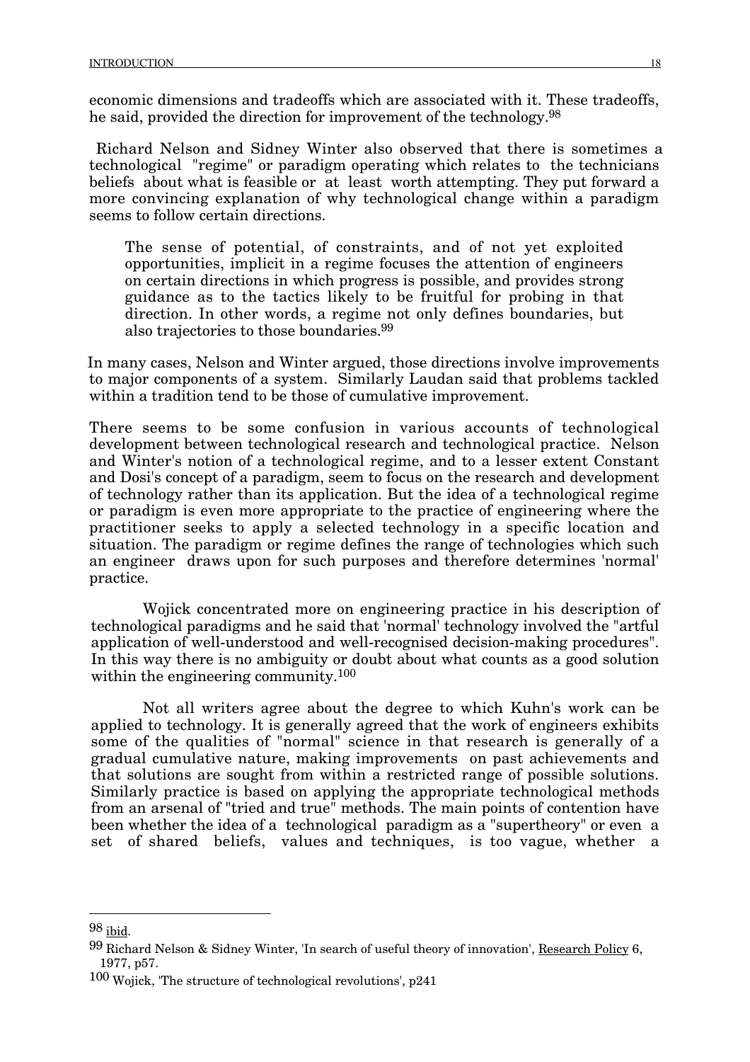economic dimensions and tradeoffs which are associated with it. These tradeoffs, he said, provided the direction for improvement of the technology.[98]

Richard Nelson and Sidney Winter also observed that there is sometimes a technological "regime" or paradigm operating which relates to the technicians beliefs about what is feasible or at least worth attempting. They put forward a more convincing explanation of why technological change within a paradigm seems to follow certain directions.

> The sense of potential, of constraints, and of not yet exploited opportunities, implicit in a regime focuses the attention of engineers on certain directions in which progress is possible, and provides strong guidance as to the tactics likely to be fruitful for probing in that direction. In other words, a regime not only defines boundaries, but also trajectories to those boundaries.[99]

In many cases, Nelson and Winter argued, those directions involve improvements to major components of a system. Similarly Laudan said that problems tackled within a tradition tend to be those of cumulative improvement.

There seems to be some confusion in various accounts of technological development between technological research and technological practice. Nelson and Winter's notion of a technological regime, and to a lesser extent Constant and Dosi's concept of a paradigm, seem to focus on the research and development of technology rather than its application. But the idea of a technological regime or paradigm is even more appropriate to the practice of engineering where the practitioner seeks to apply a selected technology in a specific location and situation. The paradigm or regime defines the range of technologies which such an engineer draws upon for such purposes and therefore determines 'normal' practice.

Wojick concentrated more on engineering practice in his description of technological paradigms and he said that 'normal' technology involved the "artful application of well-understood and well-recognised decision-making procedures". In this way there is no ambiguity or doubt about what counts as a good solution within the engineering community.[100]

Not all writers agree about the degree to which Kuhn's work can be applied to technology. It is generally agreed that the work of engineers exhibits some of the qualities of "normal" science in that research is generally of a gradual cumulative nature, making improvements on past achievements and that solutions are sought from within a restricted range of possible solutions. Similarly practice is based on applying the appropriate technological methods from an arsenal of "tried and true" methods. The main points of contention have been whether the idea of a technological paradigm as a "supertheory" or even a set of shared beliefs, values and techniques, is too vague, whether a

---

[98] ibid.

[99] Richard Nelson & Sidney Winter, 'In search of useful theory of innovation', Research Policy 6, 1977, p57.

[100] Wojick, 'The structure of technological revolutions', p241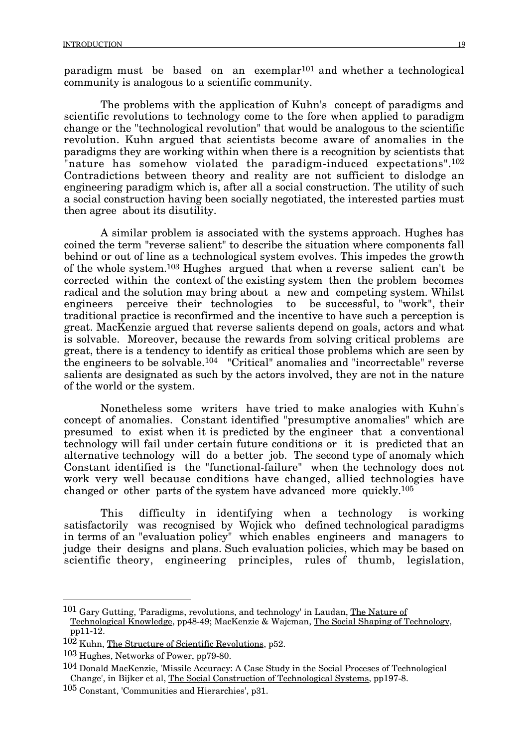paradigm must be based on an exemplar[101] and whether a technological community is analogous to a scientific community.

The problems with the application of Kuhn's concept of paradigms and scientific revolutions to technology come to the fore when applied to paradigm change or the "technological revolution" that would be analogous to the scientific revolution. Kuhn argued that scientists become aware of anomalies in the paradigms they are working within when there is a recognition by scientists that "nature has somehow violated the paradigm-induced expectations".[102] Contradictions between theory and reality are not sufficient to dislodge an engineering paradigm which is, after all a social construction. The utility of such a social construction having been socially negotiated, the interested parties must then agree about its disutility.

A similar problem is associated with the systems approach. Hughes has coined the term "reverse salient" to describe the situation where components fall behind or out of line as a technological system evolves. This impedes the growth of the whole system.[103] Hughes argued that when a reverse salient can't be corrected within the context of the existing system then the problem becomes radical and the solution may bring about a new and competing system. Whilst engineers perceive their technologies to be successful, to "work", their traditional practice is reconfirmed and the incentive to have such a perception is great. MacKenzie argued that reverse salients depend on goals, actors and what is solvable. Moreover, because the rewards from solving critical problems are great, there is a tendency to identify as critical those problems which are seen by the engineers to be solvable.[104] "Critical" anomalies and "incorrectable" reverse salients are designated as such by the actors involved, they are not in the nature of the world or the system.

Nonetheless some writers have tried to make analogies with Kuhn's concept of anomalies. Constant identified "presumptive anomalies" which are presumed to exist when it is predicted by the engineer that a conventional technology will fail under certain future conditions or it is predicted that an alternative technology will do a better job. The second type of anomaly which Constant identified is the "functional-failure" when the technology does not work very well because conditions have changed, allied technologies have changed or other parts of the system have advanced more quickly.[105]

This difficulty in identifying when a technology is working satisfactorily was recognised by Wojick who defined technological paradigms in terms of an "evaluation policy" which enables engineers and managers to judge their designs and plans. Such evaluation policies, which may be based on scientific theory, engineering principles, rules of thumb, legislation,

---

[101] Gary Gutting, 'Paradigms, revolutions, and technology' in Laudan, The Nature of Technological Knowledge, pp48-49; MacKenzie & Wajcman, The Social Shaping of Technology, pp11-12.

[102] Kuhn, The Structure of Scientific Revolutions, p52.

[103] Hughes, Networks of Power, pp79-80.

[104] Donald MacKenzie, 'Missile Accuracy: A Case Study in the Social Proceses of Technological Change', in Bijker et al, The Social Construction of Technological Systems, pp197-8.

[105] Constant, 'Communities and Hierarchies', p31.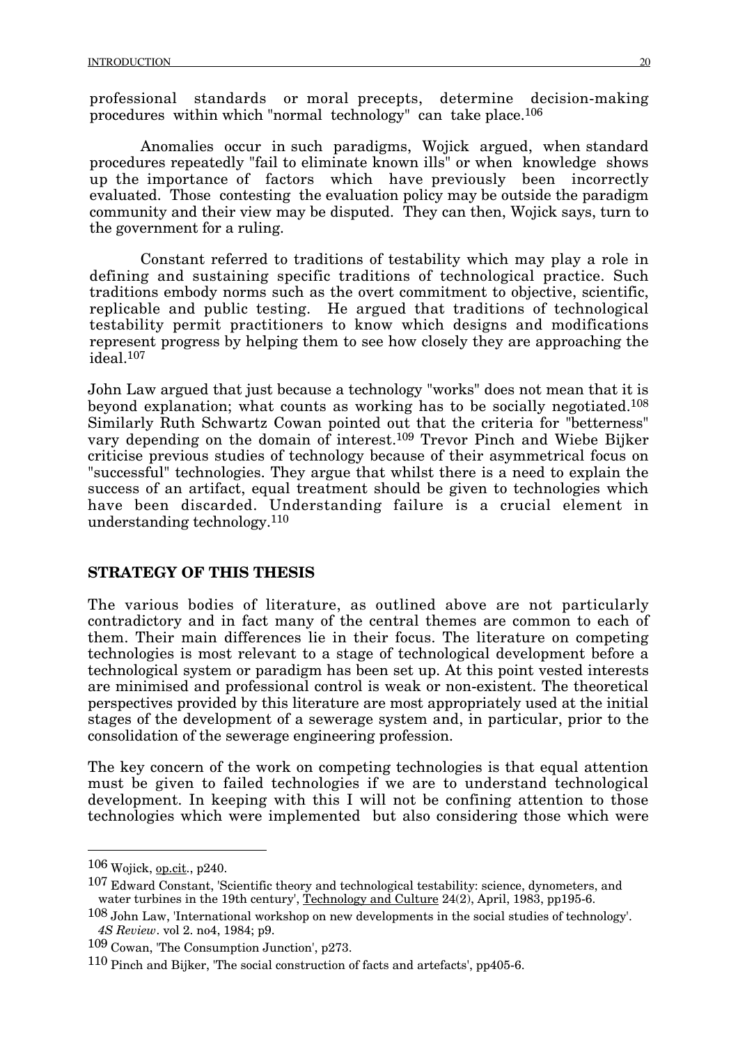professional standards or moral precepts, determine decision-making procedures within which "normal technology" can take place.[106]

Anomalies occur in such paradigms, Wojick argued, when standard procedures repeatedly "fail to eliminate known ills" or when knowledge shows up the importance of factors which have previously been incorrectly evaluated. Those contesting the evaluation policy may be outside the paradigm community and their view may be disputed. They can then, Wojick says, turn to the government for a ruling.

Constant referred to traditions of testability which may play a role in defining and sustaining specific traditions of technological practice. Such traditions embody norms such as the overt commitment to objective, scientific, replicable and public testing. He argued that traditions of technological testability permit practitioners to know which designs and modifications represent progress by helping them to see how closely they are approaching the ideal.[107]

John Law argued that just because a technology "works" does not mean that it is beyond explanation; what counts as working has to be socially negotiated.[108] Similarly Ruth Schwartz Cowan pointed out that the criteria for "betterness" vary depending on the domain of interest.[109] Trevor Pinch and Wiebe Bijker criticise previous studies of technology because of their asymmetrical focus on "successful" technologies. They argue that whilst there is a need to explain the success of an artifact, equal treatment should be given to technologies which have been discarded. Understanding failure is a crucial element in understanding technology.[110]

## STRATEGY OF THIS THESIS

The various bodies of literature, as outlined above are not particularly contradictory and in fact many of the central themes are common to each of them. Their main differences lie in their focus. The literature on competing technologies is most relevant to a stage of technological development before a technological system or paradigm has been set up. At this point vested interests are minimised and professional control is weak or non-existent. The theoretical perspectives provided by this literature are most appropriately used at the initial stages of the development of a sewerage system and, in particular, prior to the consolidation of the sewerage engineering profession.

The key concern of the work on competing technologies is that equal attention must be given to failed technologies if we are to understand technological development. In keeping with this I will not be confining attention to those technologies which were implemented but also considering those which were

---

[106] Wojick, op.cit., p240.

[107] Edward Constant, 'Scientific theory and technological testability: science, dynometers, and water turbines in the 19th century', Technology and Culture 24(2), April, 1983, pp195-6.

[108] John Law, 'International workshop on new developments in the social studies of technology'. *4S Review*. vol 2. no4, 1984; p9.

[109] Cowan, 'The Consumption Junction', p273.

[110] Pinch and Bijker, 'The social construction of facts and artefacts', pp405-6.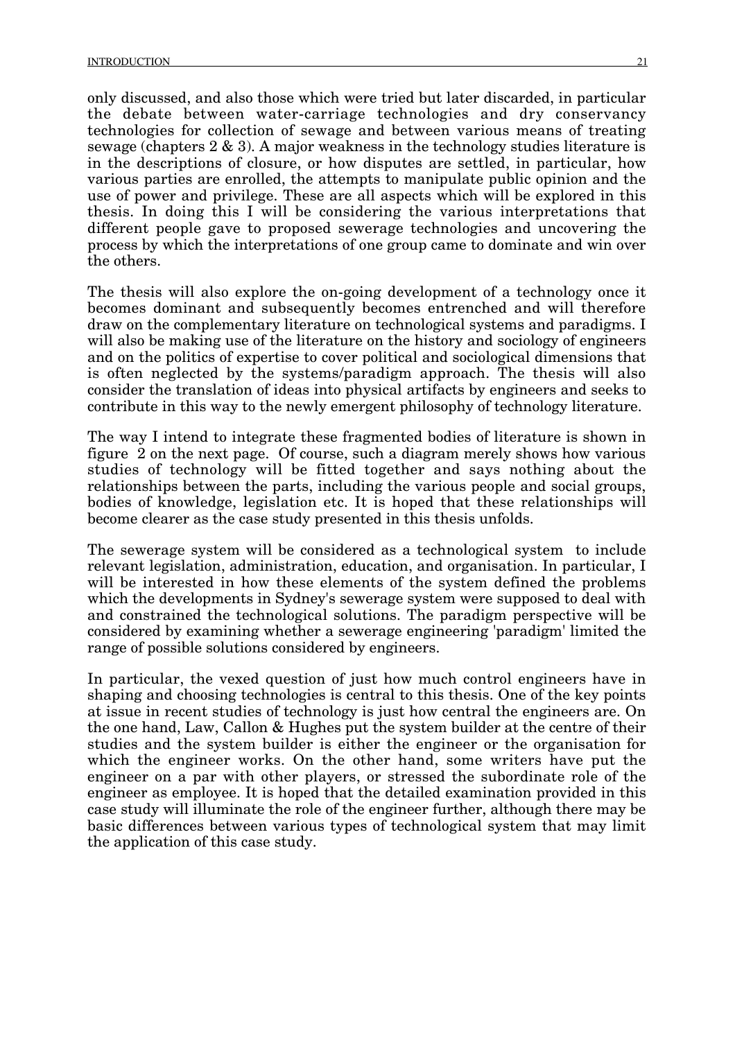only discussed, and also those which were tried but later discarded, in particular the debate between water-carriage technologies and dry conservancy technologies for collection of sewage and between various means of treating sewage (chapters 2 & 3). A major weakness in the technology studies literature is in the descriptions of closure, or how disputes are settled, in particular, how various parties are enrolled, the attempts to manipulate public opinion and the use of power and privilege. These are all aspects which will be explored in this thesis. In doing this I will be considering the various interpretations that different people gave to proposed sewerage technologies and uncovering the process by which the interpretations of one group came to dominate and win over the others.

The thesis will also explore the on-going development of a technology once it becomes dominant and subsequently becomes entrenched and will therefore draw on the complementary literature on technological systems and paradigms. I will also be making use of the literature on the history and sociology of engineers and on the politics of expertise to cover political and sociological dimensions that is often neglected by the systems/paradigm approach. The thesis will also consider the translation of ideas into physical artifacts by engineers and seeks to contribute in this way to the newly emergent philosophy of technology literature.

The way I intend to integrate these fragmented bodies of literature is shown in figure 2 on the next page. Of course, such a diagram merely shows how various studies of technology will be fitted together and says nothing about the relationships between the parts, including the various people and social groups, bodies of knowledge, legislation etc. It is hoped that these relationships will become clearer as the case study presented in this thesis unfolds.

The sewerage system will be considered as a technological system to include relevant legislation, administration, education, and organisation. In particular, I will be interested in how these elements of the system defined the problems which the developments in Sydney's sewerage system were supposed to deal with and constrained the technological solutions. The paradigm perspective will be considered by examining whether a sewerage engineering 'paradigm' limited the range of possible solutions considered by engineers.

In particular, the vexed question of just how much control engineers have in shaping and choosing technologies is central to this thesis. One of the key points at issue in recent studies of technology is just how central the engineers are. On the one hand, Law, Callon & Hughes put the system builder at the centre of their studies and the system builder is either the engineer or the organisation for which the engineer works. On the other hand, some writers have put the engineer on a par with other players, or stressed the subordinate role of the engineer as employee. It is hoped that the detailed examination provided in this case study will illuminate the role of the engineer further, although there may be basic differences between various types of technological system that may limit the application of this case study.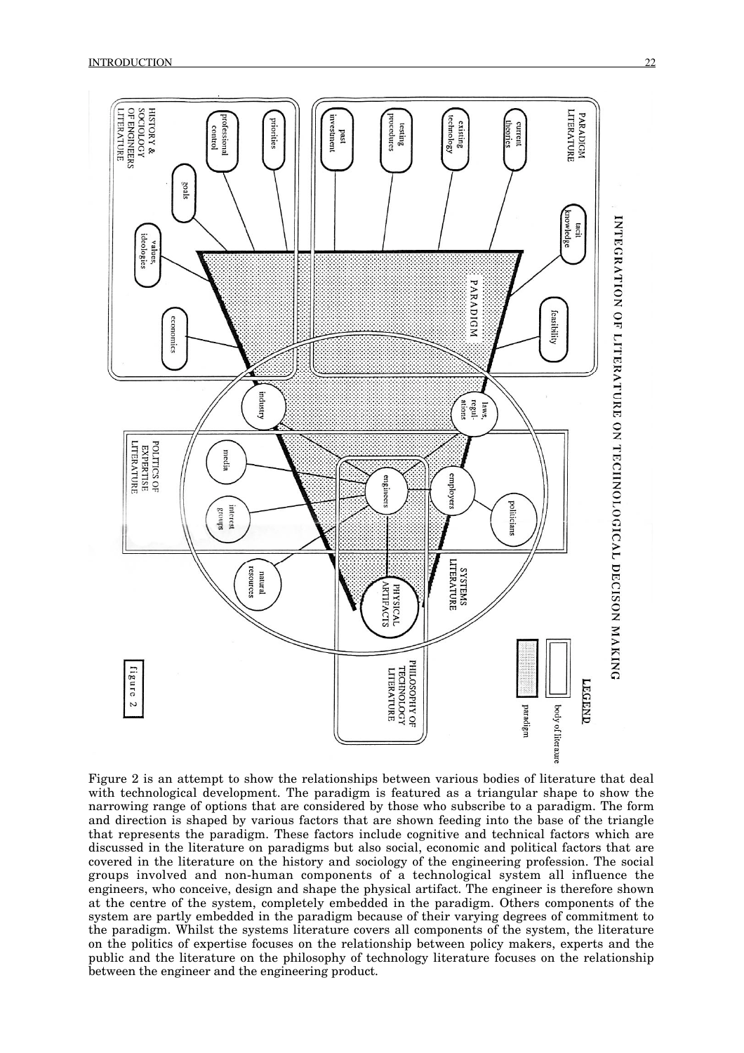Figure 2 is an attempt to show the relationships between various bodies of literature that deal with technological development. The paradigm is featured as a triangular shape to show the narrowing range of options that are considered by those who subscribe to a paradigm. The form and direction is shaped by various factors that are shown feeding into the base of the triangle that represents the paradigm. These factors include cognitive and technical factors which are discussed in the literature on paradigms but also social, economic and political factors that are covered in the literature on the history and sociology of the engineering profession. The social groups involved and non-human components of a technological system all influence the engineers, who conceive, design and shape the physical artifact. The engineer is therefore shown at the centre of the system, completely embedded in the paradigm. Others components of the system are partly embedded in the paradigm because of their varying degrees of commitment to the paradigm. Whilst the systems literature covers all components of the system, the literature on the politics of expertise focuses on the relationship between policy makers, experts and the public and the literature on the philosophy of technology literature focuses on the relationship between the engineer and the engineering product.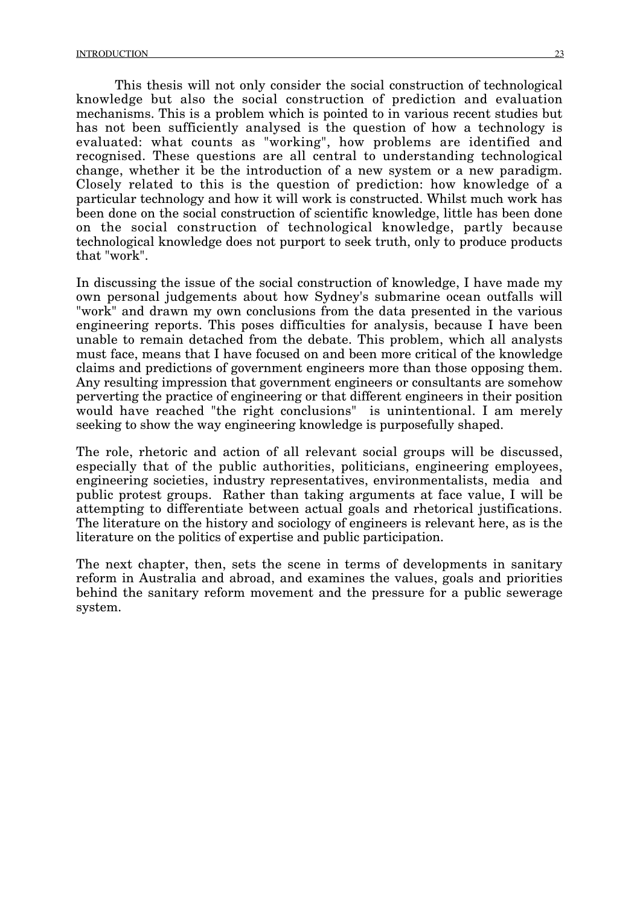This thesis will not only consider the social construction of technological knowledge but also the social construction of prediction and evaluation mechanisms. This is a problem which is pointed to in various recent studies but has not been sufficiently analysed is the question of how a technology is evaluated: what counts as "working", how problems are identified and recognised. These questions are all central to understanding technological change, whether it be the introduction of a new system or a new paradigm. Closely related to this is the question of prediction: how knowledge of a particular technology and how it will work is constructed. Whilst much work has been done on the social construction of scientific knowledge, little has been done on the social construction of technological knowledge, partly because technological knowledge does not purport to seek truth, only to produce products that "work".

In discussing the issue of the social construction of knowledge, I have made my own personal judgements about how Sydney's submarine ocean outfalls will "work" and drawn my own conclusions from the data presented in the various engineering reports. This poses difficulties for analysis, because I have been unable to remain detached from the debate. This problem, which all analysts must face, means that I have focused on and been more critical of the knowledge claims and predictions of government engineers more than those opposing them. Any resulting impression that government engineers or consultants are somehow perverting the practice of engineering or that different engineers in their position would have reached "the right conclusions" is unintentional. I am merely seeking to show the way engineering knowledge is purposefully shaped.

The role, rhetoric and action of all relevant social groups will be discussed, especially that of the public authorities, politicians, engineering employees, engineering societies, industry representatives, environmentalists, media and public protest groups. Rather than taking arguments at face value, I will be attempting to differentiate between actual goals and rhetorical justifications. The literature on the history and sociology of engineers is relevant here, as is the literature on the politics of expertise and public participation.

The next chapter, then, sets the scene in terms of developments in sanitary reform in Australia and abroad, and examines the values, goals and priorities behind the sanitary reform movement and the pressure for a public sewerage system.